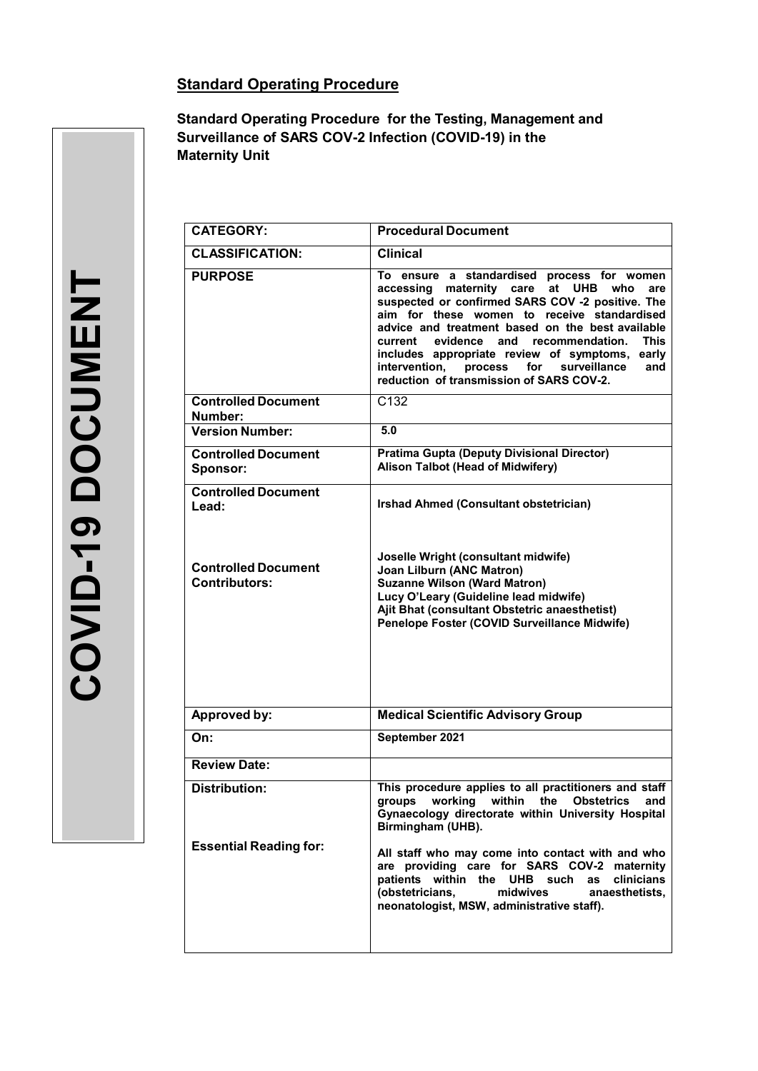COVID-19 DOCUMENT

## Standard Operating Procedure

**Standard Operating Procedure for the Testing, Management and Surveillance of SARS COV-2 Infection (COVID-19) in the Maternity Unit**

| | |
|---|---|
| **CATEGORY:** | **Procedural Document** |
| **CLASSIFICATION:** | **Clinical** |
| **PURPOSE** | **To ensure a standardised process for women accessing maternity care at UHB who are suspected or confirmed SARS COV -2 positive. The aim for these women to receive standardised advice and treatment based on the best available current evidence and recommendation. This includes appropriate review of symptoms, early intervention, process for surveillance and reduction of transmission of SARS COV-2.** |
| **Controlled Document Number:** | C132 |
| **Version Number:** | **5.0** |
| **Controlled Document Sponsor:** | **Pratima Gupta (Deputy Divisional Director)**<br>**Alison Talbot (Head of Midwifery)** |
| **Controlled Document Lead:** | **Irshad Ahmed (Consultant obstetrician)** |
| **Controlled Document Contributors:** | **Joselle Wright (consultant midwife)**<br>**Joan Lilburn (ANC Matron)**<br>**Suzanne Wilson (Ward Matron)**<br>**Lucy O'Leary (Guideline lead midwife)**<br>**Ajit Bhat (consultant Obstetric anaesthetist)**<br>**Penelope Foster (COVID Surveillance Midwife)** |
| **Approved by:** | **Medical Scientific Advisory Group** |
| **On:** | **September 2021** |
| **Review Date:** | |
| **Distribution:** | **This procedure applies to all practitioners and staff groups working within the Obstetrics and Gynaecology directorate within University Hospital Birmingham (UHB).** |
| **Essential Reading for:** | **All staff who may come into contact with and who are providing care for SARS COV-2 maternity patients within the UHB such as clinicians (obstetricians, midwives anaesthetists, neonatologist, MSW, administrative staff).** |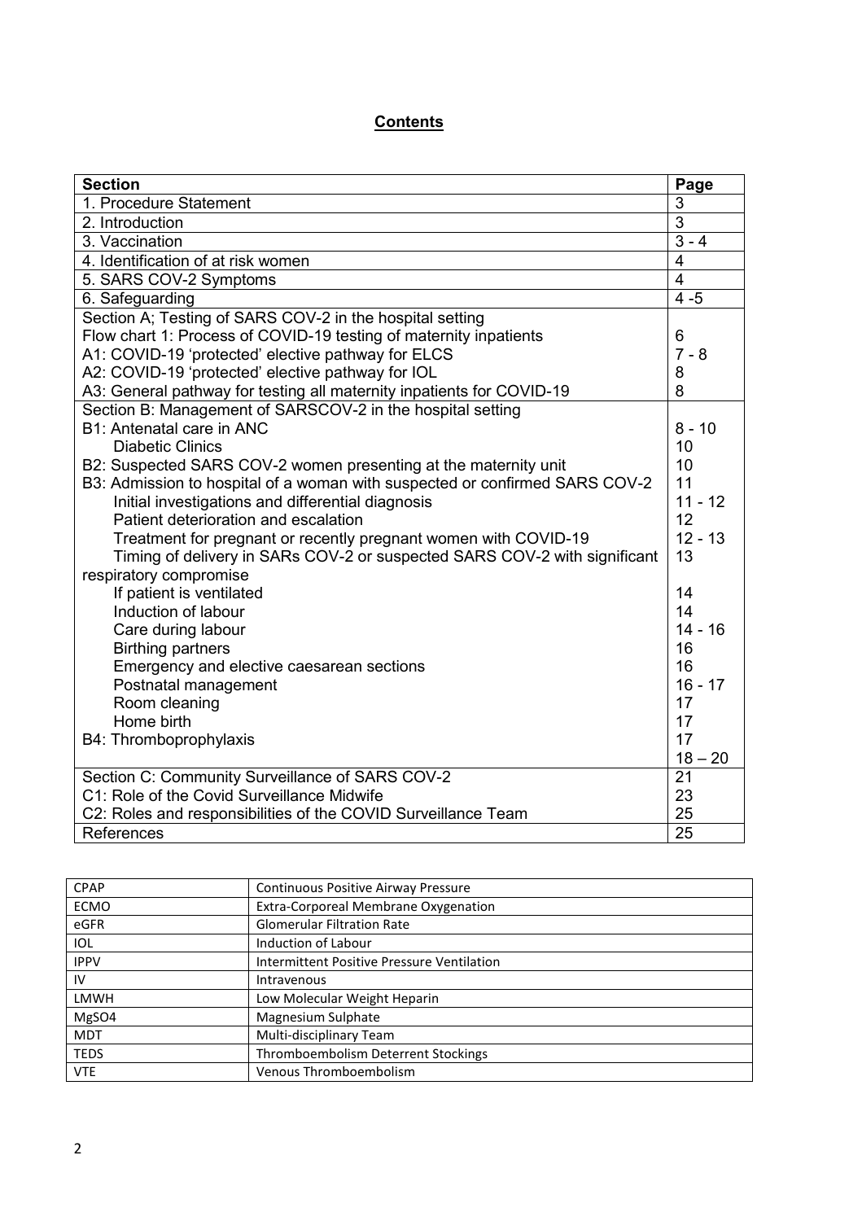**Contents**

| Section | Page |
|---|---|
| 1. Procedure Statement | 3 |
| 2. Introduction | 3 |
| 3. Vaccination | 3 - 4 |
| 4. Identification of at risk women | 4 |
| 5. SARS COV-2 Symptoms | 4 |
| 6. Safeguarding | 4 -5 |
| Section A; Testing of SARS COV-2 in the hospital setting | |
| Flow chart 1: Process of COVID-19 testing of maternity inpatients | 6 |
| A1: COVID-19 'protected' elective pathway for ELCS | 7 - 8 |
| A2: COVID-19 'protected' elective pathway for IOL | 8 |
| A3: General pathway for testing all maternity inpatients for COVID-19 | 8 |
| Section B: Management of SARSCOV-2 in the hospital setting | |
| B1: Antenatal care in ANC | 8 - 10 |
| Diabetic Clinics | 10 |
| B2: Suspected SARS COV-2 women presenting at the maternity unit | 10 |
| B3: Admission to hospital of a woman with suspected or confirmed SARS COV-2 | 11 |
| Initial investigations and differential diagnosis | 11 - 12 |
| Patient deterioration and escalation | 12 |
| Treatment for pregnant or recently pregnant women with COVID-19 | 12 - 13 |
| Timing of delivery in SARs COV-2 or suspected SARS COV-2 with significant respiratory compromise | 13 |
| If patient is ventilated | 14 |
| Induction of labour | 14 |
| Care during labour | 14 - 16 |
| Birthing partners | 16 |
| Emergency and elective caesarean sections | 16 |
| Postnatal management | 16 - 17 |
| Room cleaning | 17 |
| Home birth | 17 |
| B4: Thromboprophylaxis | 17 |
| | 18 – 20 |
| Section C: Community Surveillance of SARS COV-2 | 21 |
| C1: Role of the Covid Surveillance Midwife | 23 |
| C2: Roles and responsibilities of the COVID Surveillance Team | 25 |
| References | 25 |

| | |
|---|---|
| CPAP | Continuous Positive Airway Pressure |
| ECMO | Extra-Corporeal Membrane Oxygenation |
| eGFR | Glomerular Filtration Rate |
| IOL | Induction of Labour |
| IPPV | Intermittent Positive Pressure Ventilation |
| IV | Intravenous |
| LMWH | Low Molecular Weight Heparin |
| MgSO4 | Magnesium Sulphate |
| MDT | Multi-disciplinary Team |
| TEDS | Thromboembolism Deterrent Stockings |
| VTE | Venous Thromboembolism |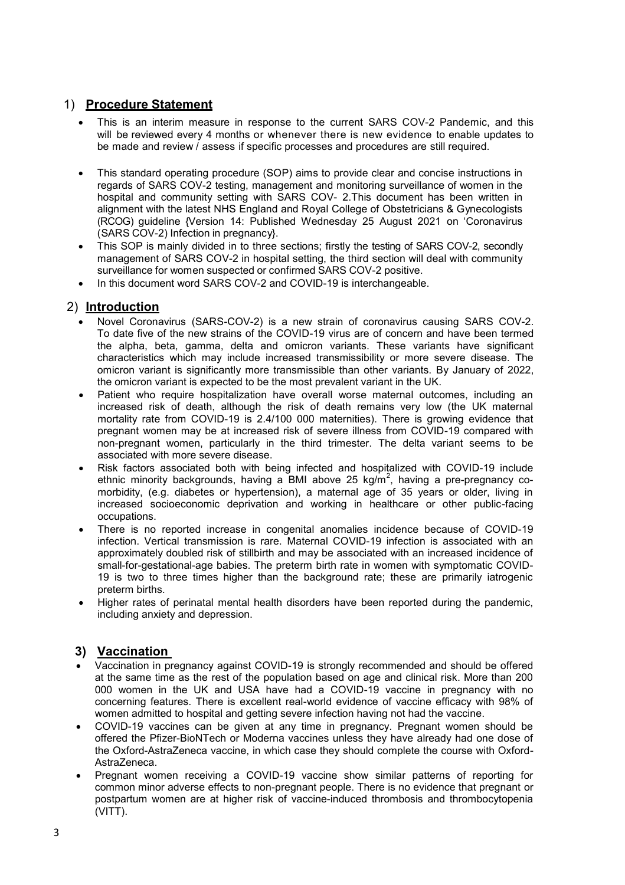## 1) **Procedure Statement**

- This is an interim measure in response to the current SARS COV-2 Pandemic, and this will be reviewed every 4 months or whenever there is new evidence to enable updates to be made and review / assess if specific processes and procedures are still required.
- This standard operating procedure (SOP) aims to provide clear and concise instructions in regards of SARS COV-2 testing, management and monitoring surveillance of women in the hospital and community setting with SARS COV- 2.This document has been written in alignment with the latest NHS England and Royal College of Obstetricians & Gynecologists (RCOG) guideline {Version 14: Published Wednesday 25 August 2021 on 'Coronavirus (SARS COV-2) Infection in pregnancy}.
- This SOP is mainly divided in to three sections; firstly the testing of SARS COV-2, secondly management of SARS COV-2 in hospital setting, the third section will deal with community surveillance for women suspected or confirmed SARS COV-2 positive.
- In this document word SARS COV-2 and COVID-19 is interchangeable.

## 2) **Introduction**

- Novel Coronavirus (SARS-COV-2) is a new strain of coronavirus causing SARS COV-2. To date five of the new strains of the COVID-19 virus are of concern and have been termed the alpha, beta, gamma, delta and omicron variants. These variants have significant characteristics which may include increased transmissibility or more severe disease. The omicron variant is significantly more transmissible than other variants. By January of 2022, the omicron variant is expected to be the most prevalent variant in the UK.
- Patient who require hospitalization have overall worse maternal outcomes, including an increased risk of death, although the risk of death remains very low (the UK maternal mortality rate from COVID-19 is 2.4/100 000 maternities). There is growing evidence that pregnant women may be at increased risk of severe illness from COVID-19 compared with non-pregnant women, particularly in the third trimester. The delta variant seems to be associated with more severe disease.
- Risk factors associated both with being infected and hospitalized with COVID-19 include ethnic minority backgrounds, having a BMI above 25 $kg/m^2$, having a pre-pregnancy co-morbidity, (e.g. diabetes or hypertension), a maternal age of 35 years or older, living in increased socioeconomic deprivation and working in healthcare or other public-facing occupations.
- There is no reported increase in congenital anomalies incidence because of COVID-19 infection. Vertical transmission is rare. Maternal COVID-19 infection is associated with an approximately doubled risk of stillbirth and may be associated with an increased incidence of small-for-gestational-age babies. The preterm birth rate in women with symptomatic COVID-19 is two to three times higher than the background rate; these are primarily iatrogenic preterm births.
- Higher rates of perinatal mental health disorders have been reported during the pandemic, including anxiety and depression.

## 3) **Vaccination**

- Vaccination in pregnancy against COVID-19 is strongly recommended and should be offered at the same time as the rest of the population based on age and clinical risk. More than 200 000 women in the UK and USA have had a COVID-19 vaccine in pregnancy with no concerning features. There is excellent real-world evidence of vaccine efficacy with 98% of women admitted to hospital and getting severe infection having not had the vaccine.
- COVID-19 vaccines can be given at any time in pregnancy. Pregnant women should be offered the Pfizer-BioNTech or Moderna vaccines unless they have already had one dose of the Oxford-AstraZeneca vaccine, in which case they should complete the course with Oxford-AstraZeneca.
- Pregnant women receiving a COVID-19 vaccine show similar patterns of reporting for common minor adverse effects to non-pregnant people. There is no evidence that pregnant or postpartum women are at higher risk of vaccine-induced thrombosis and thrombocytopenia (VITT).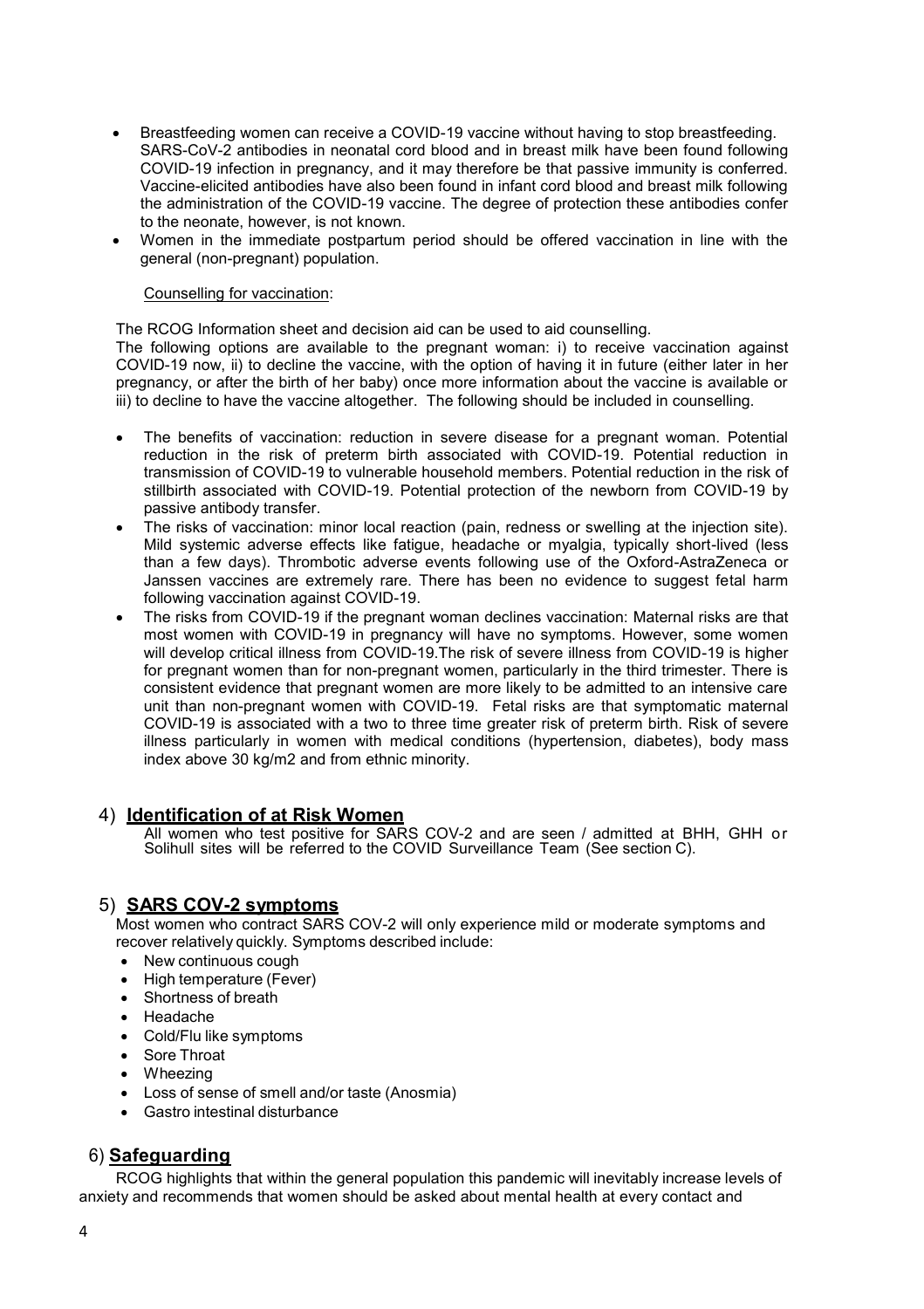- Breastfeeding women can receive a COVID-19 vaccine without having to stop breastfeeding. SARS-CoV-2 antibodies in neonatal cord blood and in breast milk have been found following COVID-19 infection in pregnancy, and it may therefore be that passive immunity is conferred. Vaccine-elicited antibodies have also been found in infant cord blood and breast milk following the administration of the COVID-19 vaccine. The degree of protection these antibodies confer to the neonate, however, is not known.
- Women in the immediate postpartum period should be offered vaccination in line with the general (non-pregnant) population.

<u>Counselling for vaccination</u>:

The RCOG Information sheet and decision aid can be used to aid counselling.
The following options are available to the pregnant woman: i) to receive vaccination against COVID-19 now, ii) to decline the vaccine, with the option of having it in future (either later in her pregnancy, or after the birth of her baby) once more information about the vaccine is available or iii) to decline to have the vaccine altogether. The following should be included in counselling.

- The benefits of vaccination: reduction in severe disease for a pregnant woman. Potential reduction in the risk of preterm birth associated with COVID-19. Potential reduction in transmission of COVID-19 to vulnerable household members. Potential reduction in the risk of stillbirth associated with COVID-19. Potential protection of the newborn from COVID-19 by passive antibody transfer.
- The risks of vaccination: minor local reaction (pain, redness or swelling at the injection site). Mild systemic adverse effects like fatigue, headache or myalgia, typically short-lived (less than a few days). Thrombotic adverse events following use of the Oxford-AstraZeneca or Janssen vaccines are extremely rare. There has been no evidence to suggest fetal harm following vaccination against COVID-19.
- The risks from COVID-19 if the pregnant woman declines vaccination: Maternal risks are that most women with COVID-19 in pregnancy will have no symptoms. However, some women will develop critical illness from COVID-19.The risk of severe illness from COVID-19 is higher for pregnant women than for non-pregnant women, particularly in the third trimester. There is consistent evidence that pregnant women are more likely to be admitted to an intensive care unit than non-pregnant women with COVID-19. Fetal risks are that symptomatic maternal COVID-19 is associated with a two to three time greater risk of preterm birth. Risk of severe illness particularly in women with medical conditions (hypertension, diabetes), body mass index above 30 kg/m2 and from ethnic minority.

## 4) Identification of at Risk Women

All women who test positive for SARS COV-2 and are seen / admitted at BHH, GHH or Solihull sites will be referred to the COVID Surveillance Team (See section C).

## 5) SARS COV-2 symptoms

Most women who contract SARS COV-2 will only experience mild or moderate symptoms and recover relatively quickly. Symptoms described include:

- New continuous cough
- High temperature (Fever)
- Shortness of breath
- Headache
- Cold/Flu like symptoms
- Sore Throat
- Wheezing
- Loss of sense of smell and/or taste (Anosmia)
- Gastro intestinal disturbance

## 6) Safeguarding

RCOG highlights that within the general population this pandemic will inevitably increase levels of anxiety and recommends that women should be asked about mental health at every contact and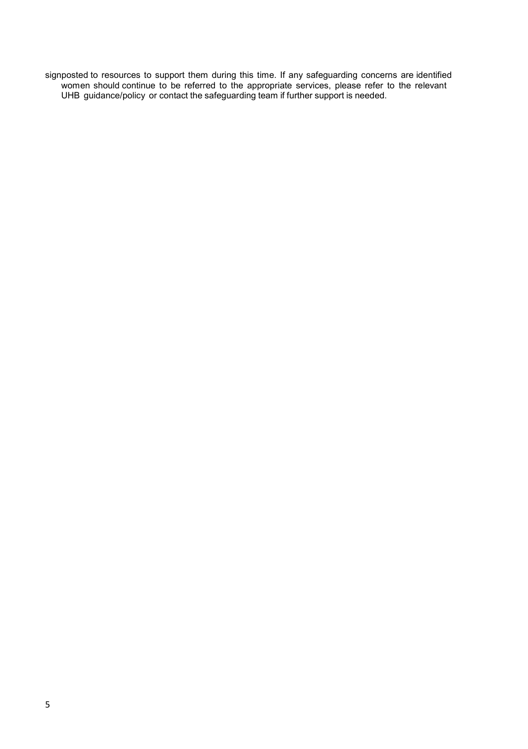signposted to resources to support them during this time. If any safeguarding concerns are identified women should continue to be referred to the appropriate services, please refer to the relevant UHB guidance/policy or contact the safeguarding team if further support is needed.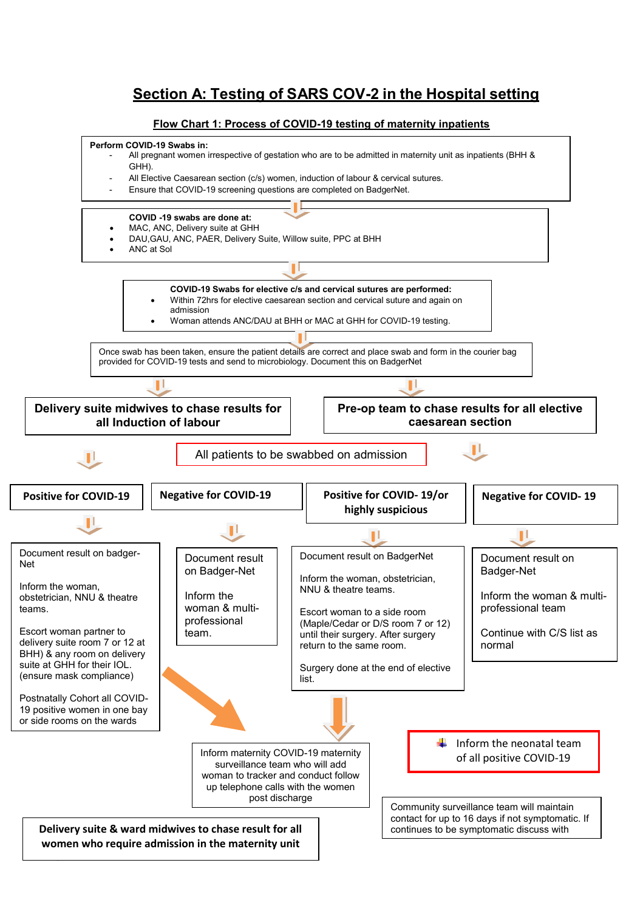## Section A: Testing of SARS COV-2 in the Hospital setting

### Flow Chart 1: Process of COVID-19 testing of maternity inpatients

**Perform COVID-19 Swabs in:**

- All pregnant women irrespective of gestation who are to be admitted in maternity unit as inpatients (BHH & GHH).
- All Elective Caesarean section (c/s) women, induction of labour & cervical sutures.
- Ensure that COVID-19 screening questions are completed on BadgerNet.

**COVID -19 swabs are done at:**

- MAC, ANC, Delivery suite at GHH
- DAU,GAU, ANC, PAER, Delivery Suite, Willow suite, PPC at BHH
- ANC at Sol

**COVID-19 Swabs for elective c/s and cervical sutures are performed:**

- Within 72hrs for elective caesarean section and cervical suture and again on admission
- Woman attends ANC/DAU at BHH or MAC at GHH for COVID-19 testing.

Once swab has been taken, ensure the patient details are correct and place swab and form in the courier bag provided for COVID-19 tests and send to microbiology. Document this on BadgerNet

**Delivery suite midwives to chase results for all Induction of labour**

**Pre-op team to chase results for all elective caesarean section**

All patients to be swabbed on admission

**Positive for COVID-19**

Document result on badger-Net

Inform the woman, obstetrician, NNU & theatre teams.

Escort woman partner to delivery suite room 7 or 12 at BHH) & any room on delivery suite at GHH for their IOL. (ensure mask compliance)

Postnatally Cohort all COVID-19 positive women in one bay or side rooms on the wards

**Negative for COVID-19**

Document result on Badger-Net

Inform the woman & multi-professional team.

**Positive for COVID- 19/or highly suspicious**

Document result on BadgerNet

Inform the woman, obstetrician, NNU & theatre teams.

Escort woman to a side room (Maple/Cedar or D/S room 7 or 12) until their surgery. After surgery return to the same room.

Surgery done at the end of elective list.

**Negative for COVID- 19**

Document result on Badger-Net

Inform the woman & multi-professional team

Continue with C/S list as normal

Inform maternity COVID-19 maternity surveillance team who will add woman to tracker and conduct follow up telephone calls with the women post discharge

Inform the neonatal team of all positive COVID-19

Community surveillance team will maintain contact for up to 16 days if not symptomatic. If continues to be symptomatic discuss with

**Delivery suite & ward midwives to chase result for all women who require admission in the maternity unit**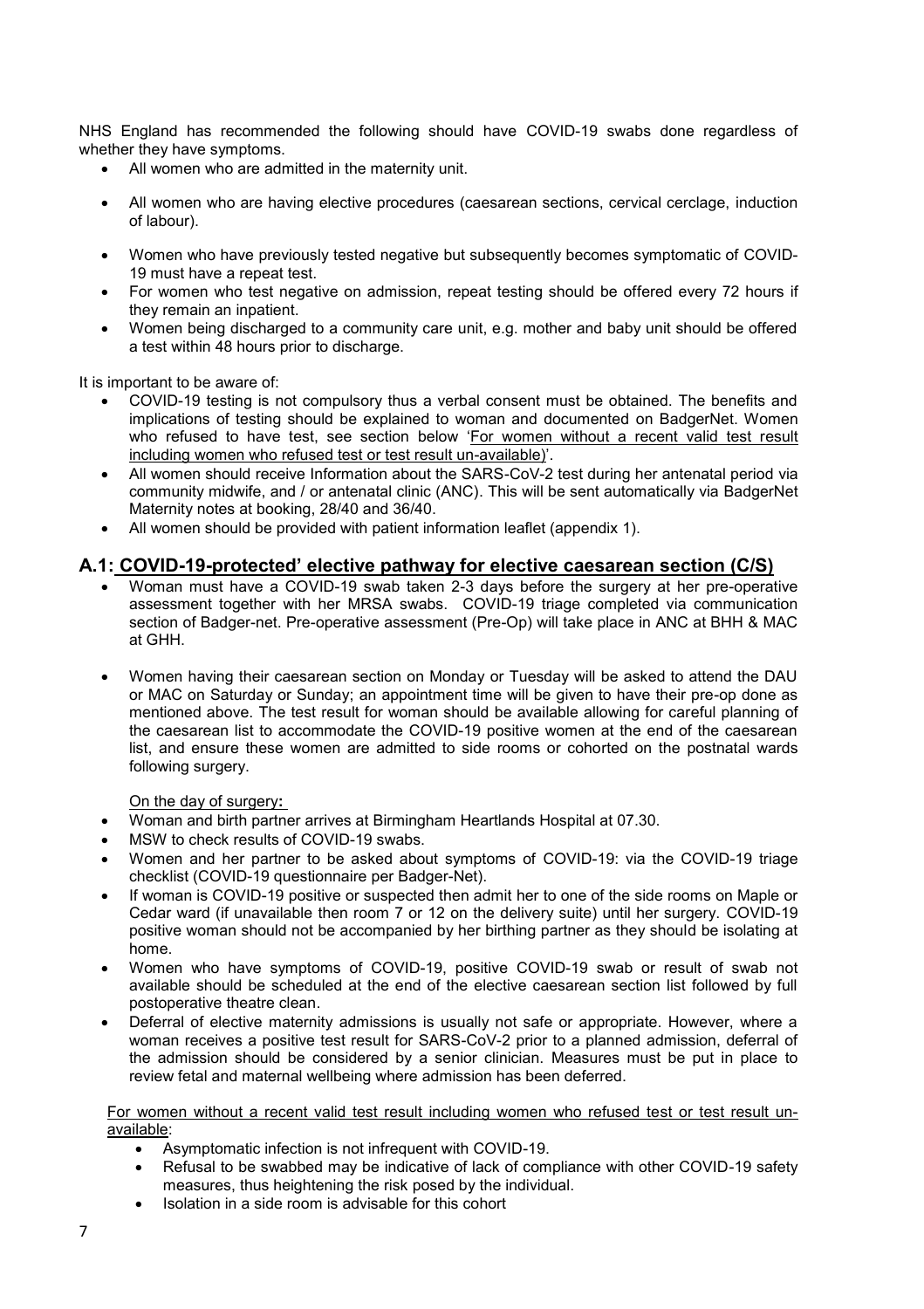NHS England has recommended the following should have COVID-19 swabs done regardless of whether they have symptoms.

- All women who are admitted in the maternity unit.
- All women who are having elective procedures (caesarean sections, cervical cerclage, induction of labour).
- Women who have previously tested negative but subsequently becomes symptomatic of COVID-19 must have a repeat test.
- For women who test negative on admission, repeat testing should be offered every 72 hours if they remain an inpatient.
- Women being discharged to a community care unit, e.g. mother and baby unit should be offered a test within 48 hours prior to discharge.

It is important to be aware of:

- COVID-19 testing is not compulsory thus a verbal consent must be obtained. The benefits and implications of testing should be explained to woman and documented on BadgerNet. Women who refused to have test, see section below '<u>For women without a recent valid test result including women who refused test or test result un-available)</u>'.
- All women should receive Information about the SARS-CoV-2 test during her antenatal period via community midwife, and / or antenatal clinic (ANC). This will be sent automatically via BadgerNet Maternity notes at booking, 28/40 and 36/40.
- All women should be provided with patient information leaflet (appendix 1).

## A.1: <u>COVID-19-protected' elective pathway for elective caesarean section (C/S)</u>

- Woman must have a COVID-19 swab taken 2-3 days before the surgery at her pre-operative assessment together with her MRSA swabs. COVID-19 triage completed via communication section of Badger-net. Pre-operative assessment (Pre-Op) will take place in ANC at BHH & MAC at GHH.
- Women having their caesarean section on Monday or Tuesday will be asked to attend the DAU or MAC on Saturday or Sunday; an appointment time will be given to have their pre-op done as mentioned above. The test result for woman should be available allowing for careful planning of the caesarean list to accommodate the COVID-19 positive women at the end of the caesarean list, and ensure these women are admitted to side rooms or cohorted on the postnatal wards following surgery.

<u>On the day of surgery</u>**:**

- Woman and birth partner arrives at Birmingham Heartlands Hospital at 07.30.
- MSW to check results of COVID-19 swabs.
- Women and her partner to be asked about symptoms of COVID-19: via the COVID-19 triage checklist (COVID-19 questionnaire per Badger-Net).
- If woman is COVID-19 positive or suspected then admit her to one of the side rooms on Maple or Cedar ward (if unavailable then room 7 or 12 on the delivery suite) until her surgery. COVID-19 positive woman should not be accompanied by her birthing partner as they should be isolating at home.
- Women who have symptoms of COVID-19, positive COVID-19 swab or result of swab not available should be scheduled at the end of the elective caesarean section list followed by full postoperative theatre clean.
- Deferral of elective maternity admissions is usually not safe or appropriate. However, where a woman receives a positive test result for SARS-CoV-2 prior to a planned admission, deferral of the admission should be considered by a senior clinician. Measures must be put in place to review fetal and maternal wellbeing where admission has been deferred.

<u>For women without a recent valid test result including women who refused test or test result un-available</u>:

- Asymptomatic infection is not infrequent with COVID-19.
- Refusal to be swabbed may be indicative of lack of compliance with other COVID-19 safety measures, thus heightening the risk posed by the individual.
- Isolation in a side room is advisable for this cohort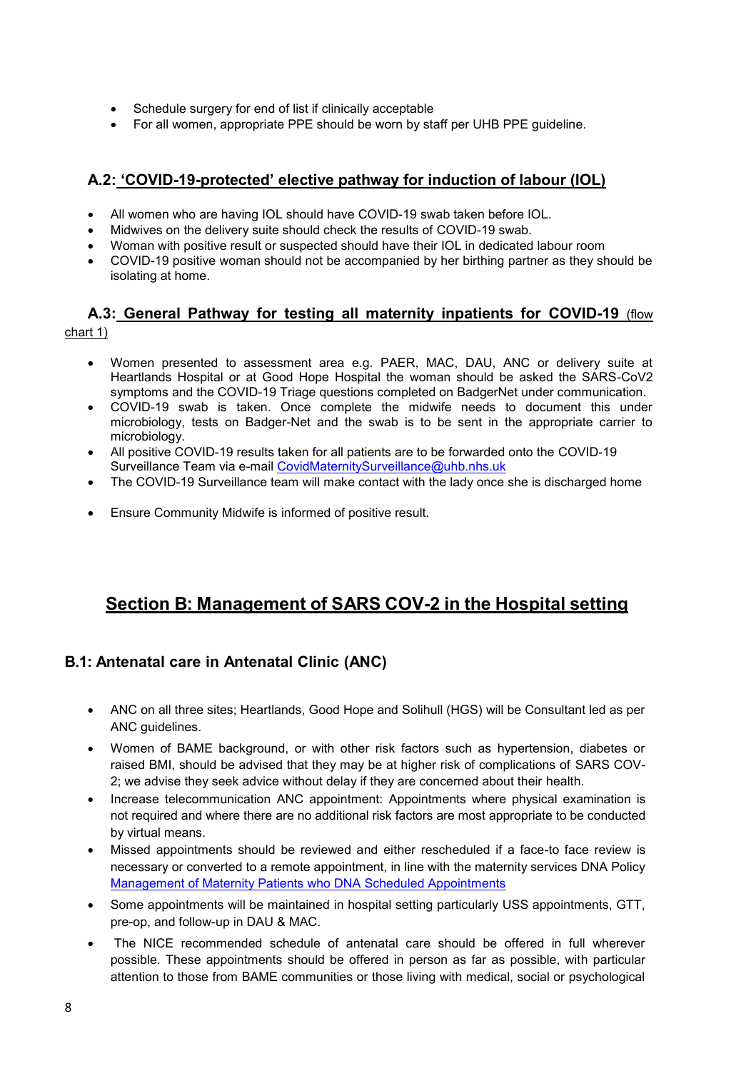- Schedule surgery for end of list if clinically acceptable
- For all women, appropriate PPE should be worn by staff per UHB PPE guideline.

### A.2: 'COVID-19-protected' elective pathway for induction of labour (IOL)

- All women who are having IOL should have COVID-19 swab taken before IOL.
- Midwives on the delivery suite should check the results of COVID-19 swab.
- Woman with positive result or suspected should have their IOL in dedicated labour room
- COVID-19 positive woman should not be accompanied by her birthing partner as they should be isolating at home.

### A.3: General Pathway for testing all maternity inpatients for COVID-19 (flow chart 1)

- Women presented to assessment area e.g. PAER, MAC, DAU, ANC or delivery suite at Heartlands Hospital or at Good Hope Hospital the woman should be asked the SARS-CoV2 symptoms and the COVID-19 Triage questions completed on BadgerNet under communication.
- COVID-19 swab is taken. Once complete the midwife needs to document this under microbiology, tests on Badger-Net and the swab is to be sent in the appropriate carrier to microbiology.
- All positive COVID-19 results taken for all patients are to be forwarded onto the COVID-19 Surveillance Team via e-mail CovidMaternitySurveillance@uhb.nhs.uk
- The COVID-19 Surveillance team will make contact with the lady once she is discharged home
- Ensure Community Midwife is informed of positive result.

## Section B: Management of SARS COV-2 in the Hospital setting

### B.1: Antenatal care in Antenatal Clinic (ANC)

- ANC on all three sites; Heartlands, Good Hope and Solihull (HGS) will be Consultant led as per ANC guidelines.
- Women of BAME background, or with other risk factors such as hypertension, diabetes or raised BMI, should be advised that they may be at higher risk of complications of SARS COV-2; we advise they seek advice without delay if they are concerned about their health.
- Increase telecommunication ANC appointment: Appointments where physical examination is not required and where there are no additional risk factors are most appropriate to be conducted by virtual means.
- Missed appointments should be reviewed and either rescheduled if a face-to face review is necessary or converted to a remote appointment, in line with the maternity services DNA Policy Management of Maternity Patients who DNA Scheduled Appointments
- Some appointments will be maintained in hospital setting particularly USS appointments, GTT, pre-op, and follow-up in DAU & MAC.
- The NICE recommended schedule of antenatal care should be offered in full wherever possible. These appointments should be offered in person as far as possible, with particular attention to those from BAME communities or those living with medical, social or psychological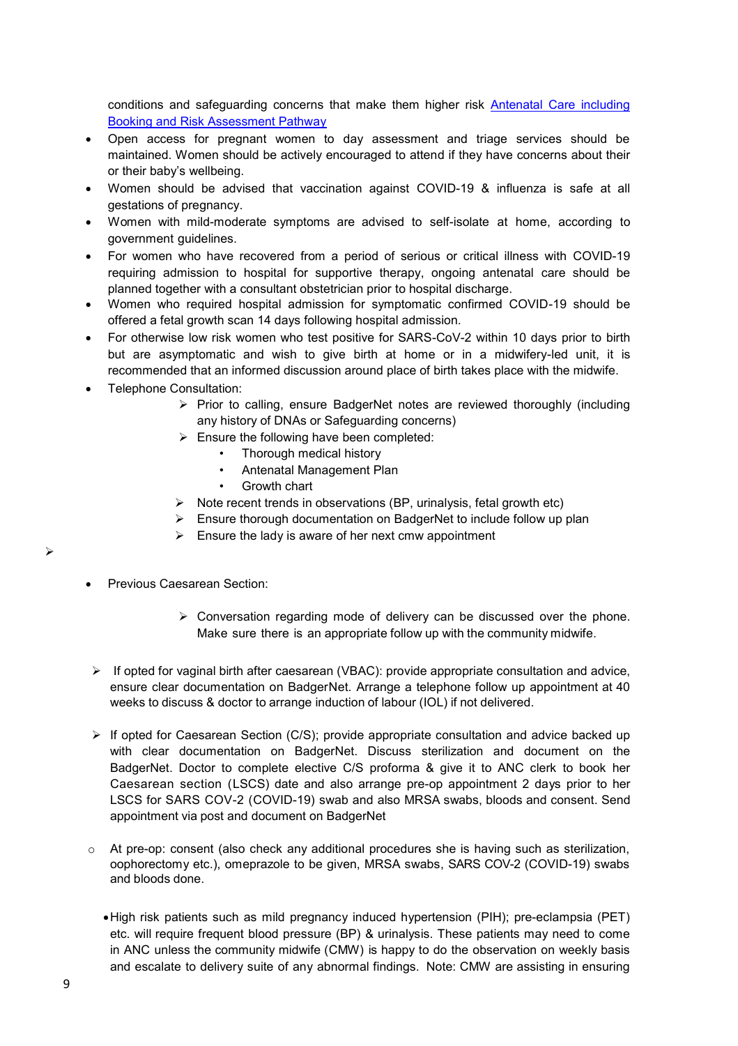conditions and safeguarding concerns that make them higher risk [Antenatal Care including Booking and Risk Assessment Pathway]

- Open access for pregnant women to day assessment and triage services should be maintained. Women should be actively encouraged to attend if they have concerns about their or their baby's wellbeing.
- Women should be advised that vaccination against COVID-19 & influenza is safe at all gestations of pregnancy.
- Women with mild-moderate symptoms are advised to self-isolate at home, according to government guidelines.
- For women who have recovered from a period of serious or critical illness with COVID-19 requiring admission to hospital for supportive therapy, ongoing antenatal care should be planned together with a consultant obstetrician prior to hospital discharge.
- Women who required hospital admission for symptomatic confirmed COVID-19 should be offered a fetal growth scan 14 days following hospital admission.
- For otherwise low risk women who test positive for SARS-CoV-2 within 10 days prior to birth but are asymptomatic and wish to give birth at home or in a midwifery-led unit, it is recommended that an informed discussion around place of birth takes place with the midwife.
- Telephone Consultation:
    - Prior to calling, ensure BadgerNet notes are reviewed thoroughly (including any history of DNAs or Safeguarding concerns)
    - Ensure the following have been completed:
        - Thorough medical history
        - Antenatal Management Plan
        - Growth chart
    - Note recent trends in observations (BP, urinalysis, fetal growth etc)
    - Ensure thorough documentation on BadgerNet to include follow up plan
    - Ensure the lady is aware of her next cmw appointment

- Previous Caesarean Section:
    - Conversation regarding mode of delivery can be discussed over the phone. Make sure there is an appropriate follow up with the community midwife.

- If opted for vaginal birth after caesarean (VBAC): provide appropriate consultation and advice, ensure clear documentation on BadgerNet. Arrange a telephone follow up appointment at 40 weeks to discuss & doctor to arrange induction of labour (IOL) if not delivered.

- If opted for Caesarean Section (C/S); provide appropriate consultation and advice backed up with clear documentation on BadgerNet. Discuss sterilization and document on the BadgerNet. Doctor to complete elective C/S proforma & give it to ANC clerk to book her Caesarean section (LSCS) date and also arrange pre-op appointment 2 days prior to her LSCS for SARS COV-2 (COVID-19) swab and also MRSA swabs, bloods and consent. Send appointment via post and document on BadgerNet

- At pre-op: consent (also check any additional procedures she is having such as sterilization, oophorectomy etc.), omeprazole to be given, MRSA swabs, SARS COV-2 (COVID-19) swabs and bloods done.

- High risk patients such as mild pregnancy induced hypertension (PIH); pre-eclampsia (PET) etc. will require frequent blood pressure (BP) & urinalysis. These patients may need to come in ANC unless the community midwife (CMW) is happy to do the observation on weekly basis and escalate to delivery suite of any abnormal findings. Note: CMW are assisting in ensuring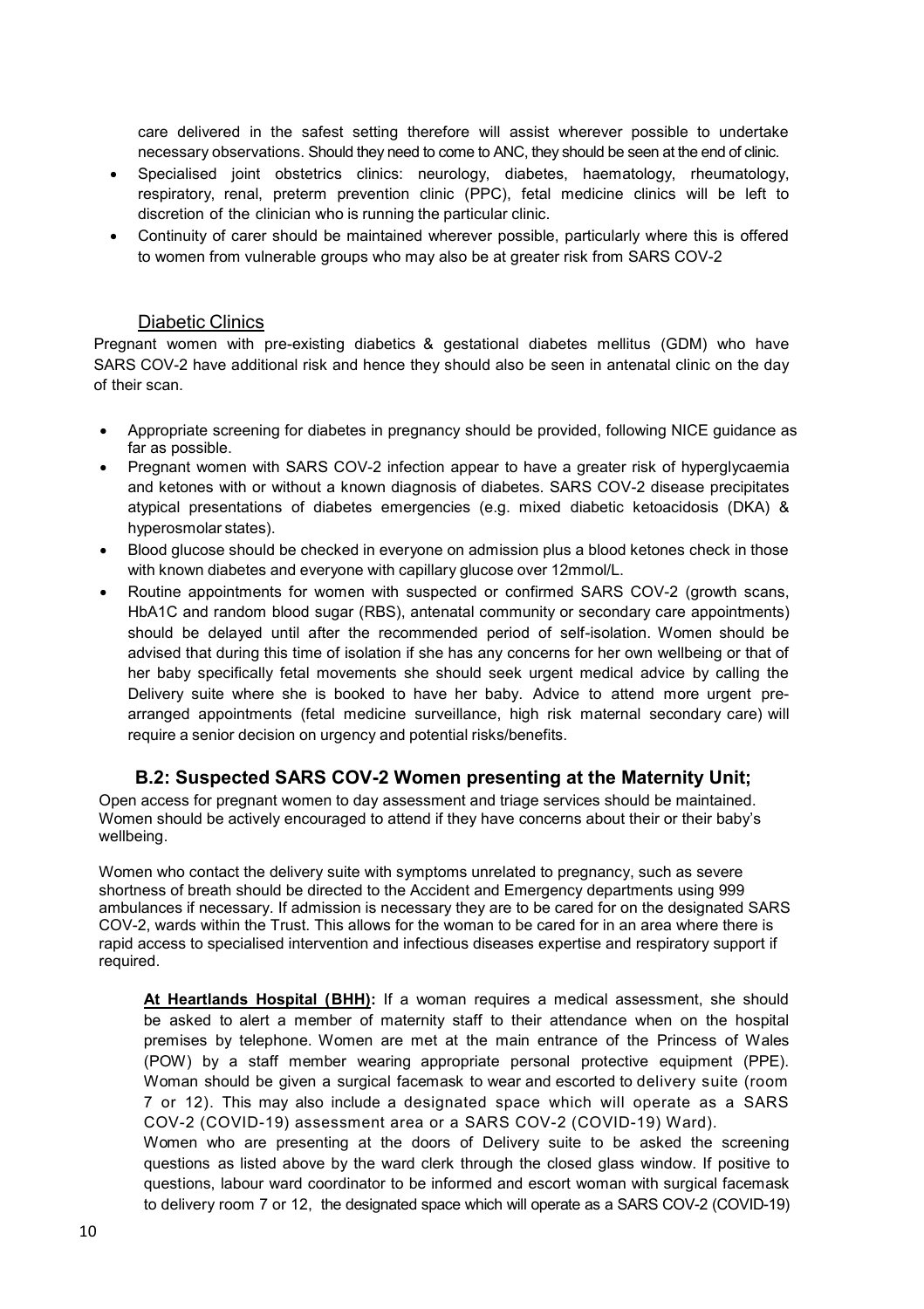care delivered in the safest setting therefore will assist wherever possible to undertake necessary observations. Should they need to come to ANC, they should be seen at the end of clinic.

- Specialised joint obstetrics clinics: neurology, diabetes, haematology, rheumatology, respiratory, renal, preterm prevention clinic (PPC), fetal medicine clinics will be left to discretion of the clinician who is running the particular clinic.
- Continuity of carer should be maintained wherever possible, particularly where this is offered to women from vulnerable groups who may also be at greater risk from SARS COV-2

### Diabetic Clinics

Pregnant women with pre-existing diabetics & gestational diabetes mellitus (GDM) who have SARS COV-2 have additional risk and hence they should also be seen in antenatal clinic on the day of their scan.

- Appropriate screening for diabetes in pregnancy should be provided, following NICE guidance as far as possible.
- Pregnant women with SARS COV-2 infection appear to have a greater risk of hyperglycaemia and ketones with or without a known diagnosis of diabetes. SARS COV-2 disease precipitates atypical presentations of diabetes emergencies (e.g. mixed diabetic ketoacidosis (DKA) & hyperosmolar states).
- Blood glucose should be checked in everyone on admission plus a blood ketones check in those with known diabetes and everyone with capillary glucose over 12mmol/L.
- Routine appointments for women with suspected or confirmed SARS COV-2 (growth scans, HbA1C and random blood sugar (RBS), antenatal community or secondary care appointments) should be delayed until after the recommended period of self-isolation. Women should be advised that during this time of isolation if she has any concerns for her own wellbeing or that of her baby specifically fetal movements she should seek urgent medical advice by calling the Delivery suite where she is booked to have her baby. Advice to attend more urgent pre-arranged appointments (fetal medicine surveillance, high risk maternal secondary care) will require a senior decision on urgency and potential risks/benefits.

## B.2: Suspected SARS COV-2 Women presenting at the Maternity Unit;

Open access for pregnant women to day assessment and triage services should be maintained. Women should be actively encouraged to attend if they have concerns about their or their baby's wellbeing.

Women who contact the delivery suite with symptoms unrelated to pregnancy, such as severe shortness of breath should be directed to the Accident and Emergency departments using 999 ambulances if necessary. If admission is necessary they are to be cared for on the designated SARS COV-2, wards within the Trust. This allows for the woman to be cared for in an area where there is rapid access to specialised intervention and infectious diseases expertise and respiratory support if required.

**At Heartlands Hospital (BHH):** If a woman requires a medical assessment, she should be asked to alert a member of maternity staff to their attendance when on the hospital premises by telephone. Women are met at the main entrance of the Princess of Wales (POW) by a staff member wearing appropriate personal protective equipment (PPE). Woman should be given a surgical facemask to wear and escorted to delivery suite (room 7 or 12). This may also include a designated space which will operate as a SARS COV-2 (COVID-19) assessment area or a SARS COV-2 (COVID-19) Ward).

Women who are presenting at the doors of Delivery suite to be asked the screening questions as listed above by the ward clerk through the closed glass window. If positive to questions, labour ward coordinator to be informed and escort woman with surgical facemask to delivery room 7 or 12, the designated space which will operate as a SARS COV-2 (COVID-19)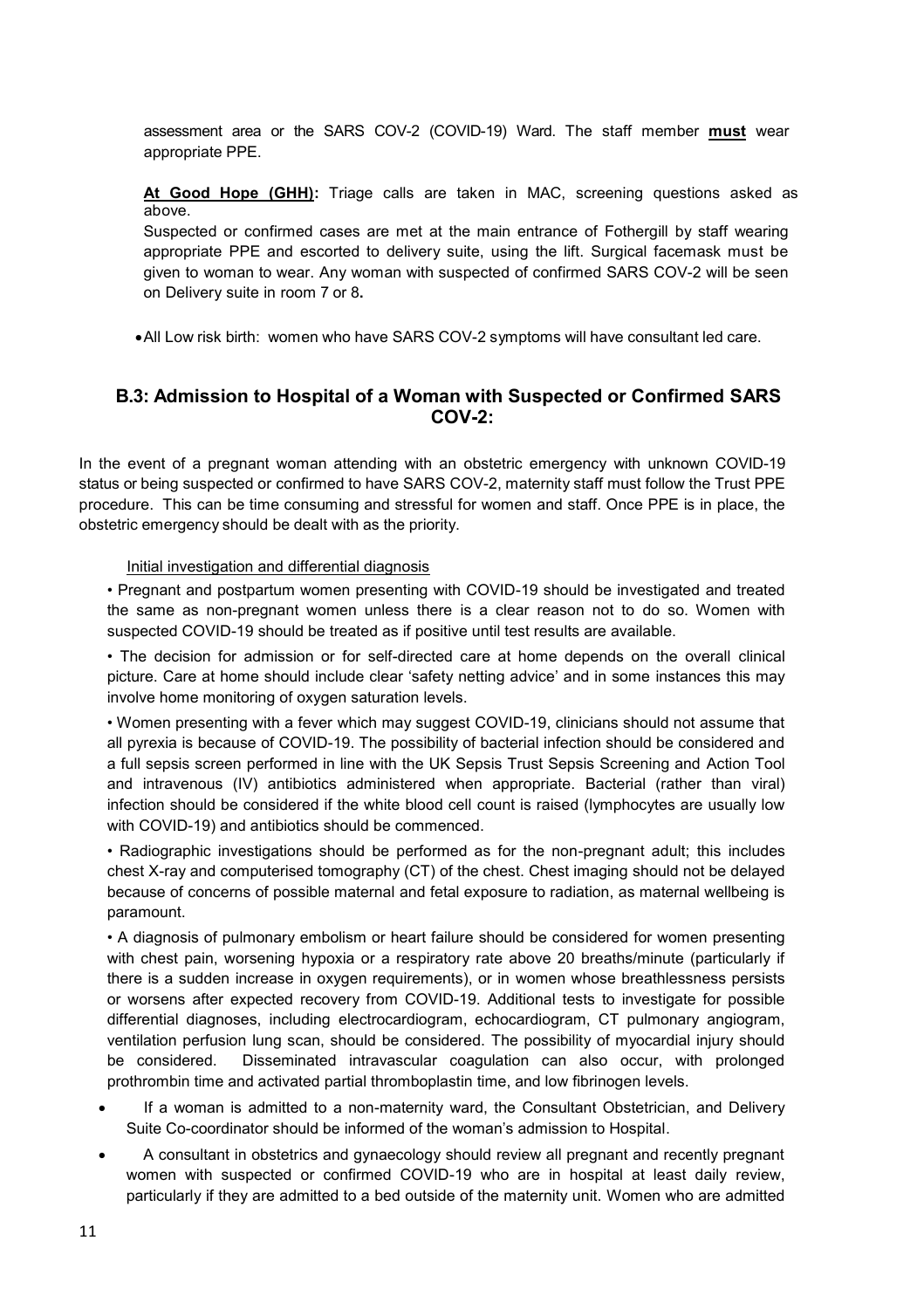assessment area or the SARS COV-2 (COVID-19) Ward. The staff member **must** wear appropriate PPE.

**At Good Hope (GHH):** Triage calls are taken in MAC, screening questions asked as above.
Suspected or confirmed cases are met at the main entrance of Fothergill by staff wearing appropriate PPE and escorted to delivery suite, using the lift. Surgical facemask must be given to woman to wear. Any woman with suspected of confirmed SARS COV-2 will be seen on Delivery suite in room 7 or 8**.**

- All Low risk birth: women who have SARS COV-2 symptoms will have consultant led care.

## B.3: Admission to Hospital of a Woman with Suspected or Confirmed SARS COV-2:

In the event of a pregnant woman attending with an obstetric emergency with unknown COVID-19 status or being suspected or confirmed to have SARS COV-2, maternity staff must follow the Trust PPE procedure. This can be time consuming and stressful for women and staff. Once PPE is in place, the obstetric emergency should be dealt with as the priority.

Initial investigation and differential diagnosis

• Pregnant and postpartum women presenting with COVID-19 should be investigated and treated the same as non-pregnant women unless there is a clear reason not to do so. Women with suspected COVID-19 should be treated as if positive until test results are available.

• The decision for admission or for self-directed care at home depends on the overall clinical picture. Care at home should include clear 'safety netting advice' and in some instances this may involve home monitoring of oxygen saturation levels.

• Women presenting with a fever which may suggest COVID-19, clinicians should not assume that all pyrexia is because of COVID-19. The possibility of bacterial infection should be considered and a full sepsis screen performed in line with the UK Sepsis Trust Sepsis Screening and Action Tool and intravenous (IV) antibiotics administered when appropriate. Bacterial (rather than viral) infection should be considered if the white blood cell count is raised (lymphocytes are usually low with COVID-19) and antibiotics should be commenced.

• Radiographic investigations should be performed as for the non-pregnant adult; this includes chest X-ray and computerised tomography (CT) of the chest. Chest imaging should not be delayed because of concerns of possible maternal and fetal exposure to radiation, as maternal wellbeing is paramount.

• A diagnosis of pulmonary embolism or heart failure should be considered for women presenting with chest pain, worsening hypoxia or a respiratory rate above 20 breaths/minute (particularly if there is a sudden increase in oxygen requirements), or in women whose breathlessness persists or worsens after expected recovery from COVID-19. Additional tests to investigate for possible differential diagnoses, including electrocardiogram, echocardiogram, CT pulmonary angiogram, ventilation perfusion lung scan, should be considered. The possibility of myocardial injury should be considered. Disseminated intravascular coagulation can also occur, with prolonged prothrombin time and activated partial thromboplastin time, and low fibrinogen levels.

- If a woman is admitted to a non-maternity ward, the Consultant Obstetrician, and Delivery Suite Co-coordinator should be informed of the woman's admission to Hospital.
- A consultant in obstetrics and gynaecology should review all pregnant and recently pregnant women with suspected or confirmed COVID-19 who are in hospital at least daily review, particularly if they are admitted to a bed outside of the maternity unit. Women who are admitted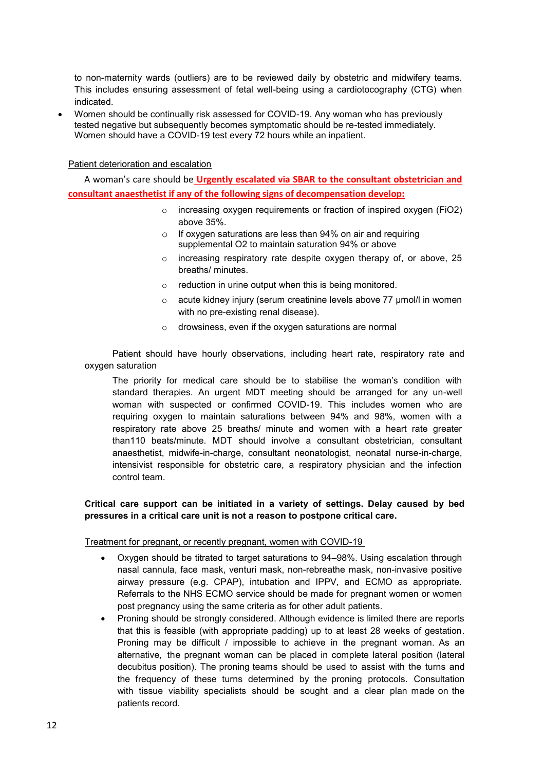to non-maternity wards (outliers) are to be reviewed daily by obstetric and midwifery teams. This includes ensuring assessment of fetal well-being using a cardiotocography (CTG) when indicated.

- Women should be continually risk assessed for COVID-19. Any woman who has previously tested negative but subsequently becomes symptomatic should be re-tested immediately. Women should have a COVID-19 test every 72 hours while an inpatient.

Patient deterioration and escalation

A woman's care should be **Urgently escalated via SBAR to the consultant obstetrician and consultant anaesthetist if any of the following signs of decompensation develop:**

- increasing oxygen requirements or fraction of inspired oxygen (FiO2) above 35%.
- If oxygen saturations are less than 94% on air and requiring supplemental O2 to maintain saturation 94% or above
- increasing respiratory rate despite oxygen therapy of, or above, 25 breaths/ minutes.
- reduction in urine output when this is being monitored.
- acute kidney injury (serum creatinine levels above 77 µmol/l in women with no pre-existing renal disease).
- drowsiness, even if the oxygen saturations are normal

Patient should have hourly observations, including heart rate, respiratory rate and oxygen saturation

The priority for medical care should be to stabilise the woman's condition with standard therapies. An urgent MDT meeting should be arranged for any un-well woman with suspected or confirmed COVID-19. This includes women who are requiring oxygen to maintain saturations between 94% and 98%, women with a respiratory rate above 25 breaths/ minute and women with a heart rate greater than110 beats/minute. MDT should involve a consultant obstetrician, consultant anaesthetist, midwife-in-charge, consultant neonatologist, neonatal nurse-in-charge, intensivist responsible for obstetric care, a respiratory physician and the infection control team.

**Critical care support can be initiated in a variety of settings. Delay caused by bed pressures in a critical care unit is not a reason to postpone critical care.**

Treatment for pregnant, or recently pregnant, women with COVID-19

- Oxygen should be titrated to target saturations to 94–98%. Using escalation through nasal cannula, face mask, venturi mask, non-rebreathe mask, non-invasive positive airway pressure (e.g. CPAP), intubation and IPPV, and ECMO as appropriate. Referrals to the NHS ECMO service should be made for pregnant women or women post pregnancy using the same criteria as for other adult patients.
- Proning should be strongly considered. Although evidence is limited there are reports that this is feasible (with appropriate padding) up to at least 28 weeks of gestation. Proning may be difficult / impossible to achieve in the pregnant woman. As an alternative, the pregnant woman can be placed in complete lateral position (lateral decubitus position). The proning teams should be used to assist with the turns and the frequency of these turns determined by the proning protocols. Consultation with tissue viability specialists should be sought and a clear plan made on the patients record.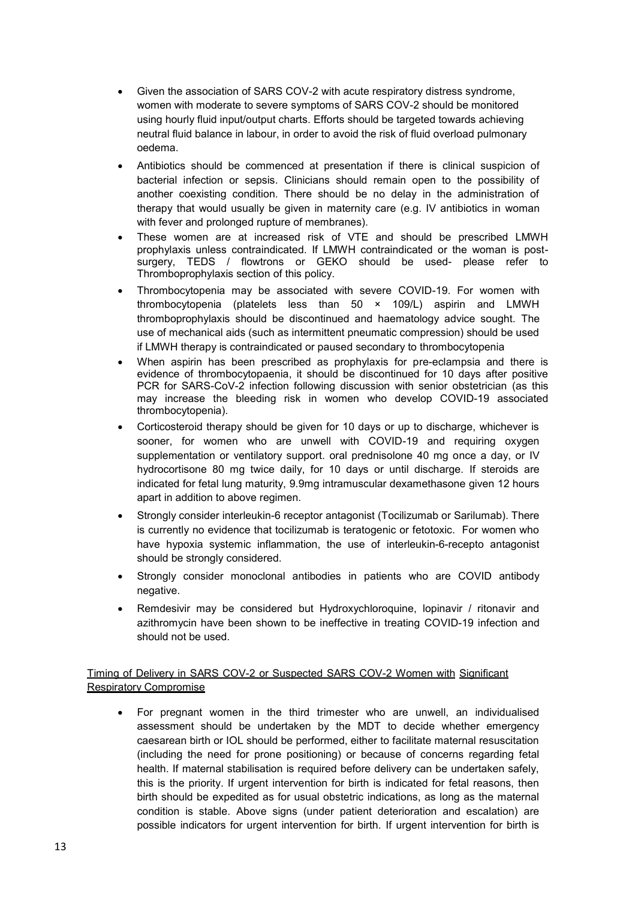- Given the association of SARS COV-2 with acute respiratory distress syndrome, women with moderate to severe symptoms of SARS COV-2 should be monitored using hourly fluid input/output charts. Efforts should be targeted towards achieving neutral fluid balance in labour, in order to avoid the risk of fluid overload pulmonary oedema.
- Antibiotics should be commenced at presentation if there is clinical suspicion of bacterial infection or sepsis. Clinicians should remain open to the possibility of another coexisting condition. There should be no delay in the administration of therapy that would usually be given in maternity care (e.g. IV antibiotics in woman with fever and prolonged rupture of membranes).
- These women are at increased risk of VTE and should be prescribed LMWH prophylaxis unless contraindicated. If LMWH contraindicated or the woman is post-surgery, TEDS / flowtrons or GEKO should be used- please refer to Thromboprophylaxis section of this policy.
- Thrombocytopenia may be associated with severe COVID-19. For women with thrombocytopenia (platelets less than 50 × 109/L) aspirin and LMWH thromboprophylaxis should be discontinued and haematology advice sought. The use of mechanical aids (such as intermittent pneumatic compression) should be used if LMWH therapy is contraindicated or paused secondary to thrombocytopenia
- When aspirin has been prescribed as prophylaxis for pre-eclampsia and there is evidence of thrombocytopaenia, it should be discontinued for 10 days after positive PCR for SARS-CoV-2 infection following discussion with senior obstetrician (as this may increase the bleeding risk in women who develop COVID-19 associated thrombocytopenia).
- Corticosteroid therapy should be given for 10 days or up to discharge, whichever is sooner, for women who are unwell with COVID-19 and requiring oxygen supplementation or ventilatory support. oral prednisolone 40 mg once a day, or IV hydrocortisone 80 mg twice daily, for 10 days or until discharge. If steroids are indicated for fetal lung maturity, 9.9mg intramuscular dexamethasone given 12 hours apart in addition to above regimen.
- Strongly consider interleukin-6 receptor antagonist (Tocilizumab or Sarilumab). There is currently no evidence that tocilizumab is teratogenic or fetotoxic. For women who have hypoxia systemic inflammation, the use of interleukin-6-recepto antagonist should be strongly considered.
- Strongly consider monoclonal antibodies in patients who are COVID antibody negative.
- Remdesivir may be considered but Hydroxychloroquine, lopinavir / ritonavir and azithromycin have been shown to be ineffective in treating COVID-19 infection and should not be used.

<u>Timing of Delivery in SARS COV-2 or Suspected SARS COV-2 Women with Significant Respiratory Compromise</u>

- For pregnant women in the third trimester who are unwell, an individualised assessment should be undertaken by the MDT to decide whether emergency caesarean birth or IOL should be performed, either to facilitate maternal resuscitation (including the need for prone positioning) or because of concerns regarding fetal health. If maternal stabilisation is required before delivery can be undertaken safely, this is the priority. If urgent intervention for birth is indicated for fetal reasons, then birth should be expedited as for usual obstetric indications, as long as the maternal condition is stable. Above signs (under patient deterioration and escalation) are possible indicators for urgent intervention for birth. If urgent intervention for birth is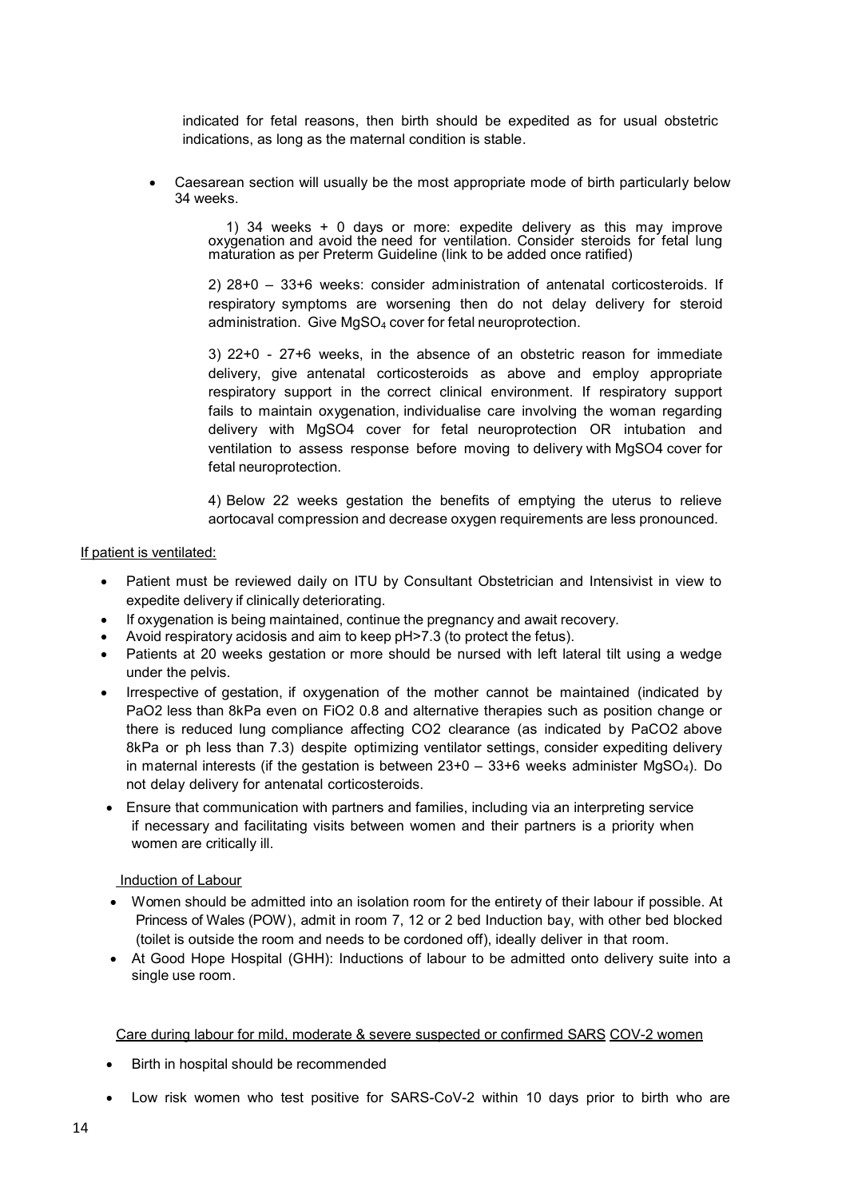indicated for fetal reasons, then birth should be expedited as for usual obstetric indications, as long as the maternal condition is stable.

- Caesarean section will usually be the most appropriate mode of birth particularly below 34 weeks.

  1) 34 weeks + 0 days or more: expedite delivery as this may improve oxygenation and avoid the need for ventilation. Consider steroids for fetal lung maturation as per Preterm Guideline (link to be added once ratified)

  2) 28+0 – 33+6 weeks: consider administration of antenatal corticosteroids. If respiratory symptoms are worsening then do not delay delivery for steroid administration. Give $MgSO_4$ cover for fetal neuroprotection.

  3) 22+0 - 27+6 weeks, in the absence of an obstetric reason for immediate delivery, give antenatal corticosteroids as above and employ appropriate respiratory support in the correct clinical environment. If respiratory support fails to maintain oxygenation, individualise care involving the woman regarding delivery with MgSO4 cover for fetal neuroprotection OR intubation and ventilation to assess response before moving to delivery with MgSO4 cover for fetal neuroprotection.

  4) Below 22 weeks gestation the benefits of emptying the uterus to relieve aortocaval compression and decrease oxygen requirements are less pronounced.

<u>If patient is ventilated:</u>

- Patient must be reviewed daily on ITU by Consultant Obstetrician and Intensivist in view to expedite delivery if clinically deteriorating.
- If oxygenation is being maintained, continue the pregnancy and await recovery.
- Avoid respiratory acidosis and aim to keep pH>7.3 (to protect the fetus).
- Patients at 20 weeks gestation or more should be nursed with left lateral tilt using a wedge under the pelvis.
- Irrespective of gestation, if oxygenation of the mother cannot be maintained (indicated by PaO2 less than 8kPa even on FiO2 0.8 and alternative therapies such as position change or there is reduced lung compliance affecting CO2 clearance (as indicated by PaCO2 above 8kPa or ph less than 7.3) despite optimizing ventilator settings, consider expediting delivery in maternal interests (if the gestation is between 23+0 – 33+6 weeks administer $MgSO_4$). Do not delay delivery for antenatal corticosteroids.
- Ensure that communication with partners and families, including via an interpreting service if necessary and facilitating visits between women and their partners is a priority when women are critically ill.

<u>Induction of Labour</u>

- Women should be admitted into an isolation room for the entirety of their labour if possible. At Princess of Wales (POW), admit in room 7, 12 or 2 bed Induction bay, with other bed blocked (toilet is outside the room and needs to be cordoned off), ideally deliver in that room.
- At Good Hope Hospital (GHH): Inductions of labour to be admitted onto delivery suite into a single use room.

<u>Care during labour for mild, moderate & severe suspected or confirmed SARS COV-2 women</u>

- Birth in hospital should be recommended
- Low risk women who test positive for SARS-CoV-2 within 10 days prior to birth who are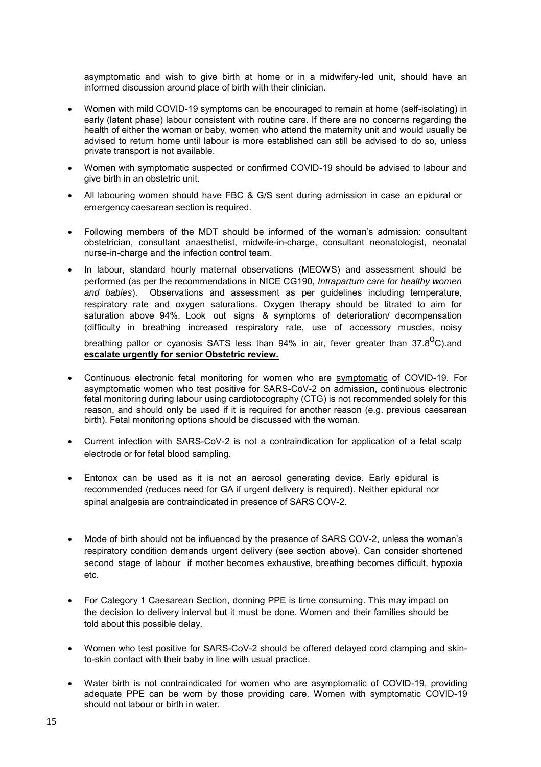asymptomatic and wish to give birth at home or in a midwifery-led unit, should have an informed discussion around place of birth with their clinician.

- Women with mild COVID-19 symptoms can be encouraged to remain at home (self-isolating) in early (latent phase) labour consistent with routine care. If there are no concerns regarding the health of either the woman or baby, women who attend the maternity unit and would usually be advised to return home until labour is more established can still be advised to do so, unless private transport is not available.
- Women with symptomatic suspected or confirmed COVID-19 should be advised to labour and give birth in an obstetric unit.
- All labouring women should have FBC & G/S sent during admission in case an epidural or emergency caesarean section is required.
- Following members of the MDT should be informed of the woman's admission: consultant obstetrician, consultant anaesthetist, midwife-in-charge, consultant neonatologist, neonatal nurse-in-charge and the infection control team.
- In labour, standard hourly maternal observations (MEOWS) and assessment should be performed (as per the recommendations in NICE CG190, *Intrapartum care for healthy women and babies*). Observations and assessment as per guidelines including temperature, respiratory rate and oxygen saturations. Oxygen therapy should be titrated to aim for saturation above 94%. Look out signs & symptoms of deterioration/ decompensation (difficulty in breathing increased respiratory rate, use of accessory muscles, noisy breathing pallor or cyanosis SATS less than 94% in air, fever greater than 37.8$^{O}$C).and **escalate urgently for senior Obstetric review.**
- Continuous electronic fetal monitoring for women who are symptomatic of COVID-19. For asymptomatic women who test positive for SARS-CoV-2 on admission, continuous electronic fetal monitoring during labour using cardiotocography (CTG) is not recommended solely for this reason, and should only be used if it is required for another reason (e.g. previous caesarean birth). Fetal monitoring options should be discussed with the woman.
- Current infection with SARS-CoV-2 is not a contraindication for application of a fetal scalp electrode or for fetal blood sampling.
- Entonox can be used as it is not an aerosol generating device. Early epidural is recommended (reduces need for GA if urgent delivery is required). Neither epidural nor spinal analgesia are contraindicated in presence of SARS COV-2.
- Mode of birth should not be influenced by the presence of SARS COV-2, unless the woman's respiratory condition demands urgent delivery (see section above). Can consider shortened second stage of labour if mother becomes exhaustive, breathing becomes difficult, hypoxia etc.
- For Category 1 Caesarean Section, donning PPE is time consuming. This may impact on the decision to delivery interval but it must be done. Women and their families should be told about this possible delay.
- Women who test positive for SARS-CoV-2 should be offered delayed cord clamping and skin-to-skin contact with their baby in line with usual practice.
- Water birth is not contraindicated for women who are asymptomatic of COVID-19, providing adequate PPE can be worn by those providing care. Women with symptomatic COVID-19 should not labour or birth in water.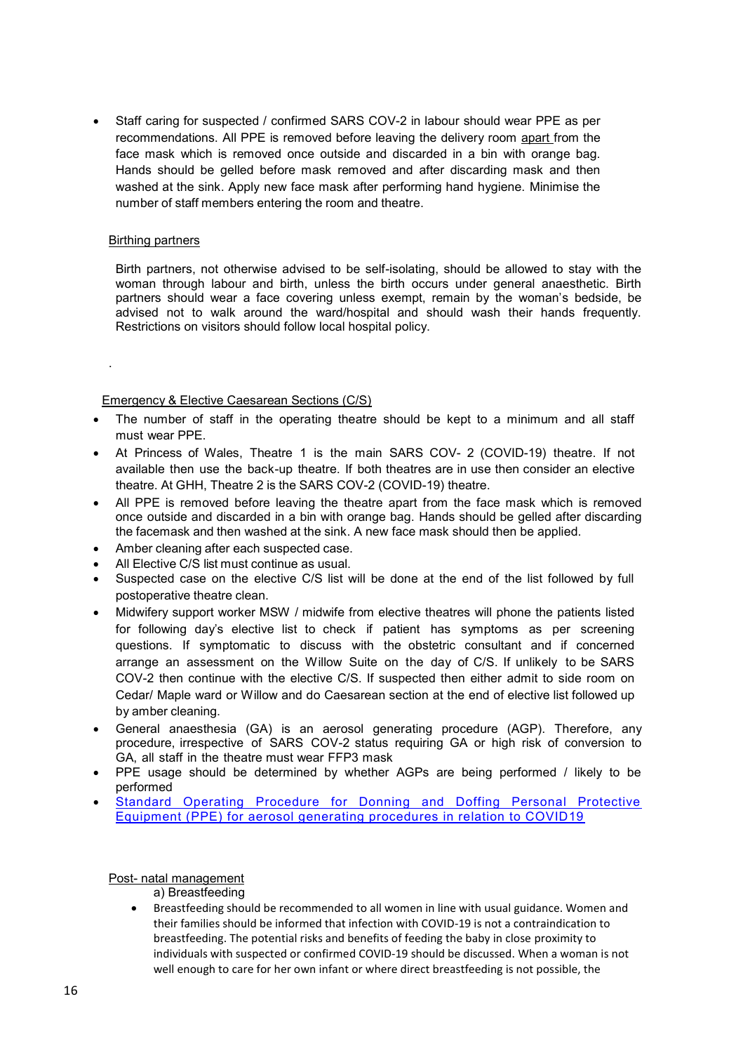- Staff caring for suspected / confirmed SARS COV-2 in labour should wear PPE as per recommendations. All PPE is removed before leaving the delivery room apart from the face mask which is removed once outside and discarded in a bin with orange bag. Hands should be gelled before mask removed and after discarding mask and then washed at the sink. Apply new face mask after performing hand hygiene. Minimise the number of staff members entering the room and theatre.

Birthing partners

Birth partners, not otherwise advised to be self-isolating, should be allowed to stay with the woman through labour and birth, unless the birth occurs under general anaesthetic. Birth partners should wear a face covering unless exempt, remain by the woman's bedside, be advised not to walk around the ward/hospital and should wash their hands frequently. Restrictions on visitors should follow local hospital policy.

.

Emergency & Elective Caesarean Sections (C/S)

- The number of staff in the operating theatre should be kept to a minimum and all staff must wear PPE.
- At Princess of Wales, Theatre 1 is the main SARS COV- 2 (COVID-19) theatre. If not available then use the back-up theatre. If both theatres are in use then consider an elective theatre. At GHH, Theatre 2 is the SARS COV-2 (COVID-19) theatre.
- All PPE is removed before leaving the theatre apart from the face mask which is removed once outside and discarded in a bin with orange bag. Hands should be gelled after discarding the facemask and then washed at the sink. A new face mask should then be applied.
- Amber cleaning after each suspected case.
- All Elective C/S list must continue as usual.
- Suspected case on the elective C/S list will be done at the end of the list followed by full postoperative theatre clean.
- Midwifery support worker MSW / midwife from elective theatres will phone the patients listed for following day's elective list to check if patient has symptoms as per screening questions. If symptomatic to discuss with the obstetric consultant and if concerned arrange an assessment on the Willow Suite on the day of C/S. If unlikely to be SARS COV-2 then continue with the elective C/S. If suspected then either admit to side room on Cedar/ Maple ward or Willow and do Caesarean section at the end of elective list followed up by amber cleaning.
- General anaesthesia (GA) is an aerosol generating procedure (AGP). Therefore, any procedure, irrespective of SARS COV-2 status requiring GA or high risk of conversion to GA, all staff in the theatre must wear FFP3 mask
- PPE usage should be determined by whether AGPs are being performed / likely to be performed
- Standard Operating Procedure for Donning and Doffing Personal Protective Equipment (PPE) for aerosol generating procedures in relation to COVID19

Post- natal management

a) Breastfeeding

- Breastfeeding should be recommended to all women in line with usual guidance. Women and their families should be informed that infection with COVID-19 is not a contraindication to breastfeeding. The potential risks and benefits of feeding the baby in close proximity to individuals with suspected or confirmed COVID-19 should be discussed. When a woman is not well enough to care for her own infant or where direct breastfeeding is not possible, the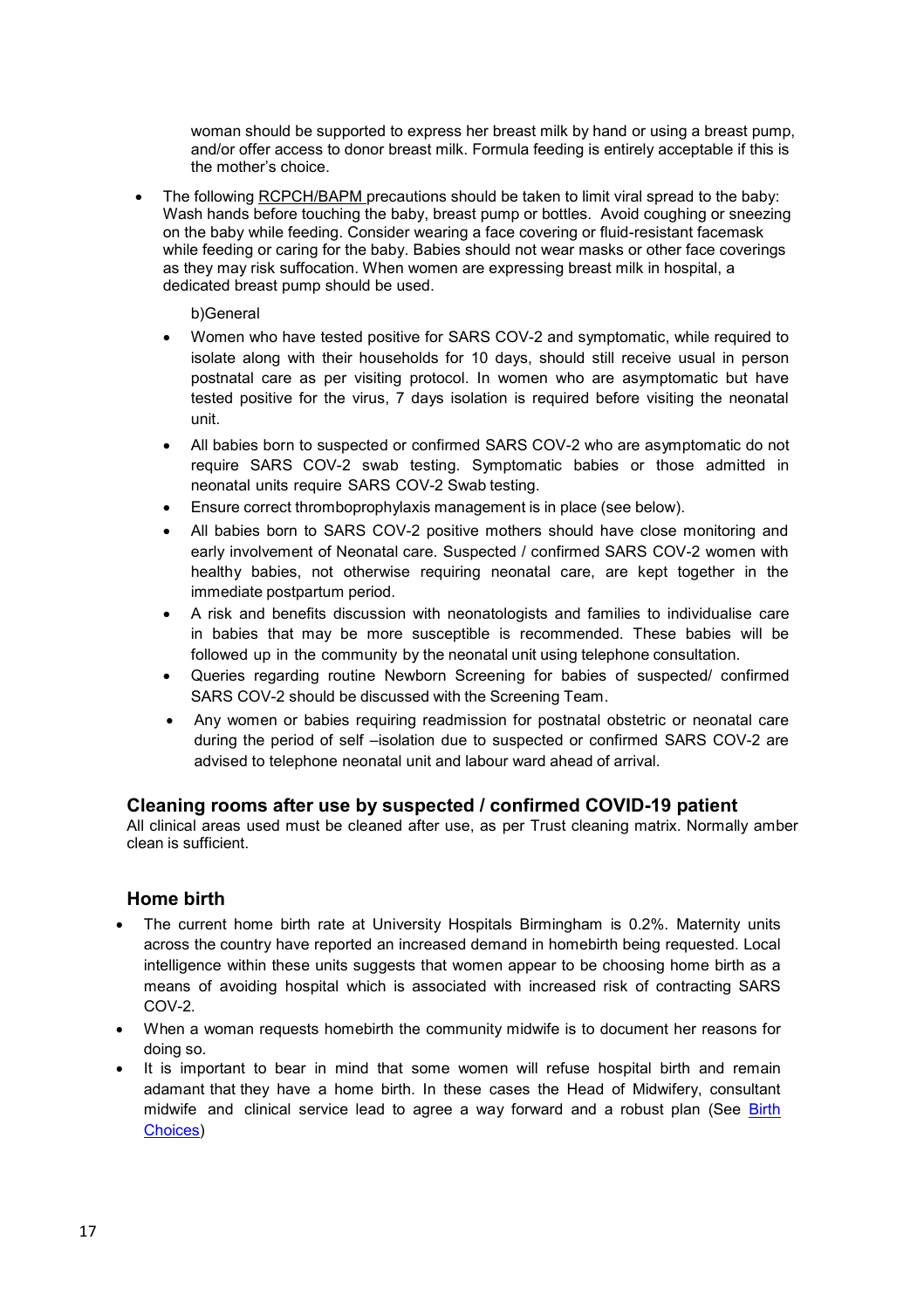woman should be supported to express her breast milk by hand or using a breast pump, and/or offer access to donor breast milk. Formula feeding is entirely acceptable if this is the mother's choice.

- The following RCPCH/BAPM precautions should be taken to limit viral spread to the baby: Wash hands before touching the baby, breast pump or bottles. Avoid coughing or sneezing on the baby while feeding. Consider wearing a face covering or fluid-resistant facemask while feeding or caring for the baby. Babies should not wear masks or other face coverings as they may risk suffocation. When women are expressing breast milk in hospital, a dedicated breast pump should be used.

b)General

- Women who have tested positive for SARS COV-2 and symptomatic, while required to isolate along with their households for 10 days, should still receive usual in person postnatal care as per visiting protocol. In women who are asymptomatic but have tested positive for the virus, 7 days isolation is required before visiting the neonatal unit.
- All babies born to suspected or confirmed SARS COV-2 who are asymptomatic do not require SARS COV-2 swab testing. Symptomatic babies or those admitted in neonatal units require SARS COV-2 Swab testing.
- Ensure correct thromboprophylaxis management is in place (see below).
- All babies born to SARS COV-2 positive mothers should have close monitoring and early involvement of Neonatal care. Suspected / confirmed SARS COV-2 women with healthy babies, not otherwise requiring neonatal care, are kept together in the immediate postpartum period.
- A risk and benefits discussion with neonatologists and families to individualise care in babies that may be more susceptible is recommended. These babies will be followed up in the community by the neonatal unit using telephone consultation.
- Queries regarding routine Newborn Screening for babies of suspected/ confirmed SARS COV-2 should be discussed with the Screening Team.
- Any women or babies requiring readmission for postnatal obstetric or neonatal care during the period of self –isolation due to suspected or confirmed SARS COV-2 are advised to telephone neonatal unit and labour ward ahead of arrival.

## Cleaning rooms after use by suspected / confirmed COVID-19 patient

All clinical areas used must be cleaned after use, as per Trust cleaning matrix. Normally amber clean is sufficient.

## Home birth

- The current home birth rate at University Hospitals Birmingham is 0.2%. Maternity units across the country have reported an increased demand in homebirth being requested. Local intelligence within these units suggests that women appear to be choosing home birth as a means of avoiding hospital which is associated with increased risk of contracting SARS COV-2.
- When a woman requests homebirth the community midwife is to document her reasons for doing so.
- It is important to bear in mind that some women will refuse hospital birth and remain adamant that they have a home birth. In these cases the Head of Midwifery, consultant midwife and clinical service lead to agree a way forward and a robust plan (See Birth Choices)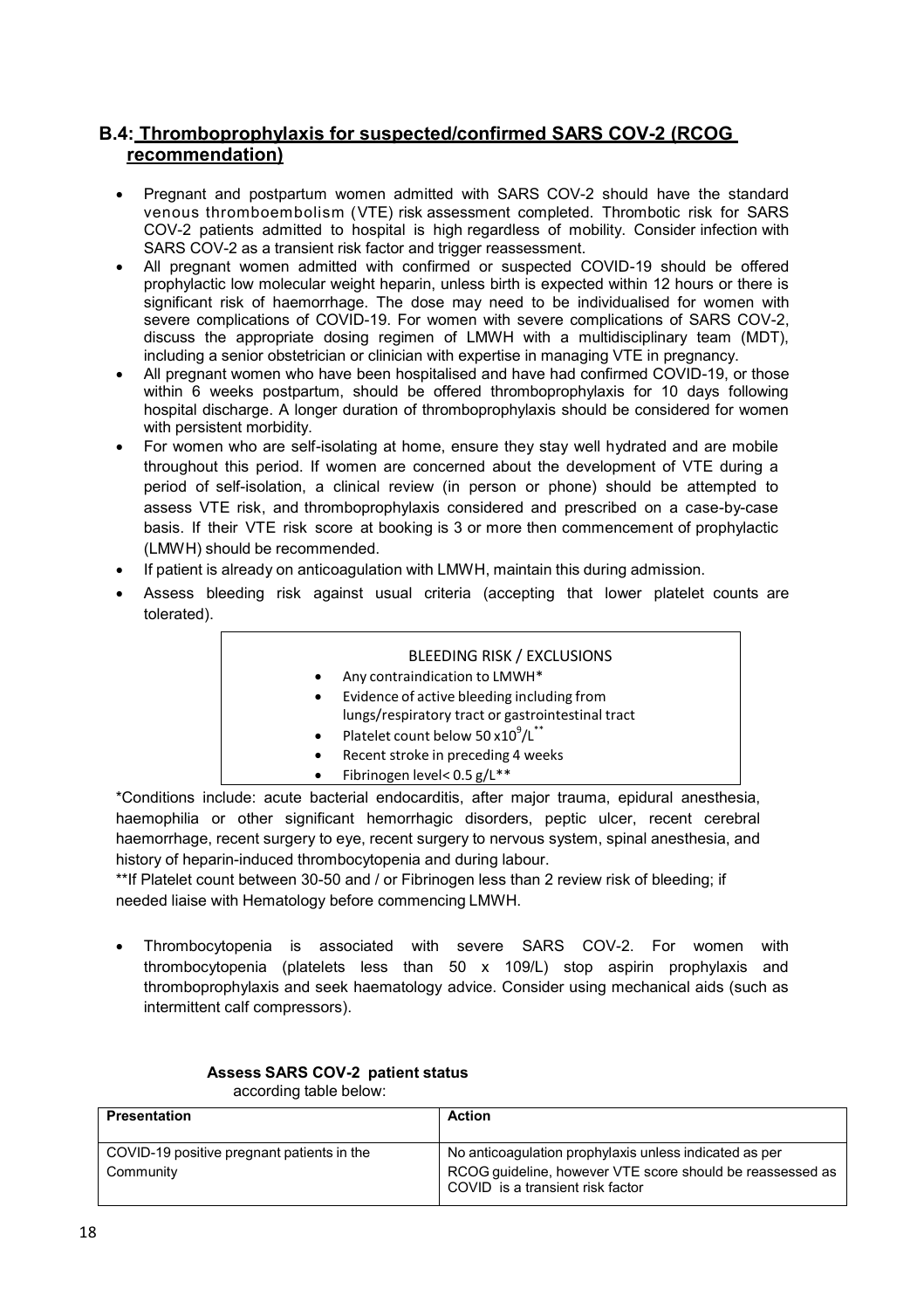## B.4: Thromboprophylaxis for suspected/confirmed SARS COV-2 (RCOG recommendation)

- Pregnant and postpartum women admitted with SARS COV-2 should have the standard venous thromboembolism (VTE) risk assessment completed. Thrombotic risk for SARS COV-2 patients admitted to hospital is high regardless of mobility. Consider infection with SARS COV-2 as a transient risk factor and trigger reassessment.
- All pregnant women admitted with confirmed or suspected COVID-19 should be offered prophylactic low molecular weight heparin, unless birth is expected within 12 hours or there is significant risk of haemorrhage. The dose may need to be individualised for women with severe complications of COVID-19. For women with severe complications of SARS COV-2, discuss the appropriate dosing regimen of LMWH with a multidisciplinary team (MDT), including a senior obstetrician or clinician with expertise in managing VTE in pregnancy.
- All pregnant women who have been hospitalised and have had confirmed COVID-19, or those within 6 weeks postpartum, should be offered thromboprophylaxis for 10 days following hospital discharge. A longer duration of thromboprophylaxis should be considered for women with persistent morbidity.
- For women who are self-isolating at home, ensure they stay well hydrated and are mobile throughout this period. If women are concerned about the development of VTE during a period of self-isolation, a clinical review (in person or phone) should be attempted to assess VTE risk, and thromboprophylaxis considered and prescribed on a case-by-case basis. If their VTE risk score at booking is 3 or more then commencement of prophylactic (LMWH) should be recommended.
- If patient is already on anticoagulation with LMWH, maintain this during admission.
- Assess bleeding risk against usual criteria (accepting that lower platelet counts are tolerated).

| BLEEDING RISK / EXCLUSIONS |
|---|
| • Any contraindication to LMWH*<br>• Evidence of active bleeding including from lungs/respiratory tract or gastrointestinal tract<br>• Platelet count below 50 $x10^9$/L**<br>• Recent stroke in preceding 4 weeks<br>• Fibrinogen level< 0.5 g/L** |

*Conditions include: acute bacterial endocarditis, after major trauma, epidural anesthesia, haemophilia or other significant hemorrhagic disorders, peptic ulcer, recent cerebral haemorrhage, recent surgery to eye, recent surgery to nervous system, spinal anesthesia, and history of heparin-induced thrombocytopenia and during labour.

**If Platelet count between 30-50 and / or Fibrinogen less than 2 review risk of bleeding; if needed liaise with Hematology before commencing LMWH.

- Thrombocytopenia is associated with severe SARS COV-2. For women with thrombocytopenia (platelets less than 50 x 109/L) stop aspirin prophylaxis and thromboprophylaxis and seek haematology advice. Consider using mechanical aids (such as intermittent calf compressors).

**Assess SARS COV-2 patient status**

according table below:

| Presentation | Action |
|---|---|
| COVID-19 positive pregnant patients in the Community | No anticoagulation prophylaxis unless indicated as per RCOG guideline, however VTE score should be reassessed as COVID is a transient risk factor |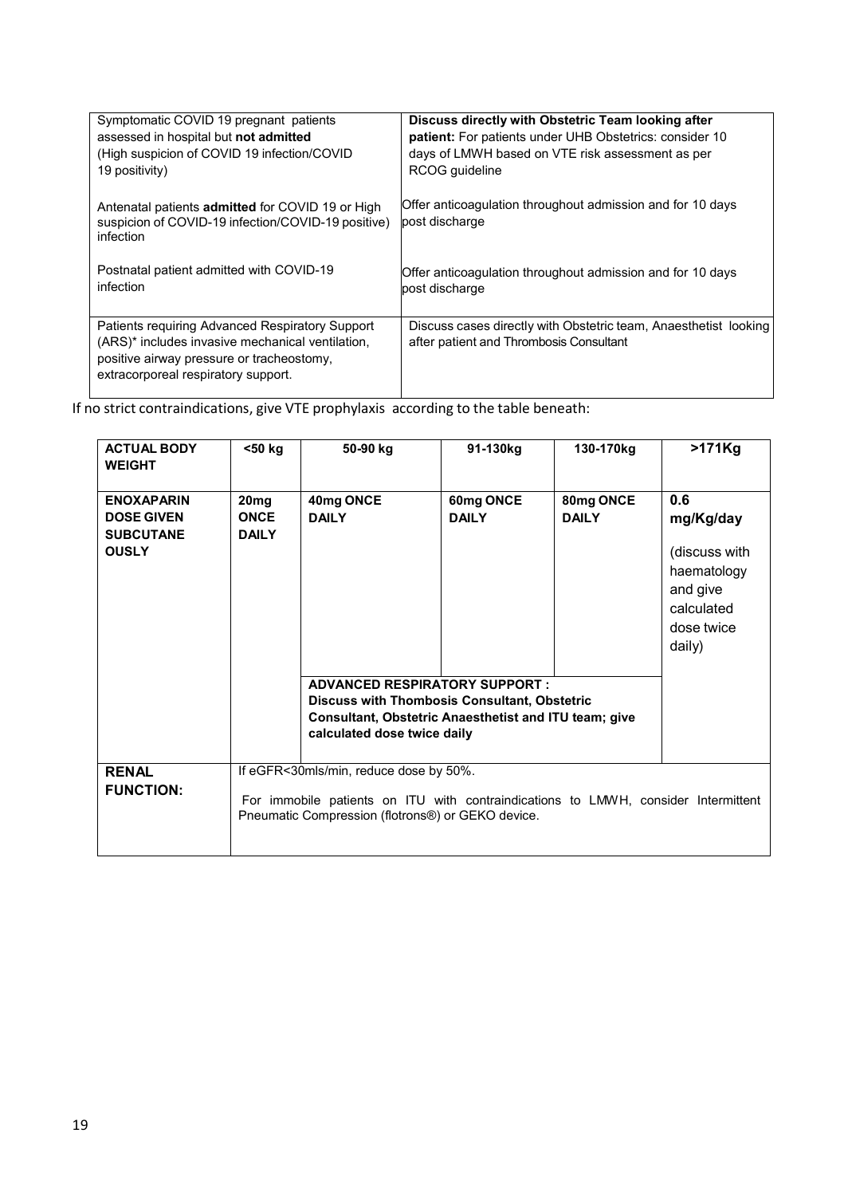| | |
|---|---|
| Symptomatic COVID 19 pregnant patients assessed in hospital but **not admitted** (High suspicion of COVID 19 infection/COVID 19 positivity) | **Discuss directly with Obstetric Team looking after patient:** For patients under UHB Obstetrics: consider 10 days of LMWH based on VTE risk assessment as per RCOG guideline |
| Antenatal patients **admitted** for COVID 19 or High suspicion of COVID-19 infection/COVID-19 positive) infection | Offer anticoagulation throughout admission and for 10 days post discharge |
| Postnatal patient admitted with COVID-19 infection | Offer anticoagulation throughout admission and for 10 days post discharge |
| Patients requiring Advanced Respiratory Support (ARS)* includes invasive mechanical ventilation, positive airway pressure or tracheostomy, extracorporeal respiratory support. | Discuss cases directly with Obstetric team, Anaesthetist looking after patient and Thrombosis Consultant |

If no strict contraindications, give VTE prophylaxis according to the table beneath:

| **ACTUAL BODY WEIGHT** | **<50 kg** | **50-90 kg** | **91-130kg** | **130-170kg** | **>171Kg** |
|---|---|---|---|---|---|
| **ENOXAPARIN DOSE GIVEN SUBCUTANEOUSLY** | **20mg ONCE DAILY** | **40mg ONCE DAILY** | **60mg ONCE DAILY** | **80mg ONCE DAILY** | **0.6 mg/Kg/day** (discuss with haematology and give calculated dose twice daily) |
| | | **ADVANCED RESPIRATORY SUPPORT : Discuss with Thombosis Consultant, Obstetric Consultant, Obstetric Anaesthetist and ITU team; give calculated dose twice daily** | | | |
| **RENAL FUNCTION:** | If eGFR<30mls/min, reduce dose by 50%. For immobile patients on ITU with contraindications to LMWH, consider Intermittent Pneumatic Compression (flotrons®) or GEKO device. | | | | |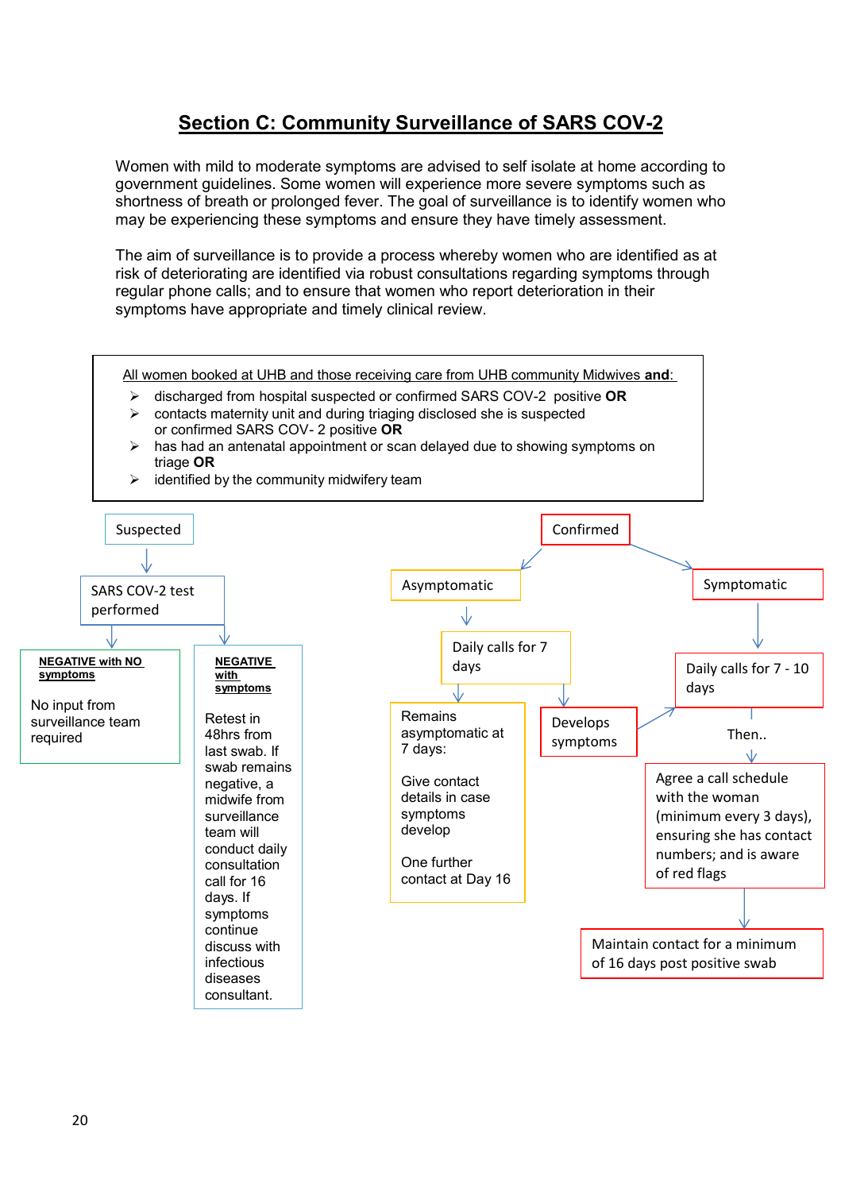## Section C: Community Surveillance of SARS COV-2

Women with mild to moderate symptoms are advised to self isolate at home according to government guidelines. Some women will experience more severe symptoms such as shortness of breath or prolonged fever. The goal of surveillance is to identify women who may be experiencing these symptoms and ensure they have timely assessment.

The aim of surveillance is to provide a process whereby women who are identified as at risk of deteriorating are identified via robust consultations regarding symptoms through regular phone calls; and to ensure that women who report deterioration in their symptoms have appropriate and timely clinical review.

All women booked at UHB and those receiving care from UHB community Midwives **and**:

- discharged from hospital suspected or confirmed SARS COV-2 positive **OR**
- contacts maternity unit and during triaging disclosed she is suspected or confirmed SARS COV- 2 positive **OR**
- has had an antenatal appointment or scan delayed due to showing symptoms on triage **OR**
- identified by the community midwifery team

**Suspected**

- SARS COV-2 test performed
  - **NEGATIVE with NO symptoms**: No input from surveillance team required
  - **NEGATIVE with symptoms**: Retest in 48hrs from last swab. If swab remains negative, a midwife from surveillance team will conduct daily consultation call for 16 days. If symptoms continue discuss with infectious diseases consultant.

**Confirmed**

- Asymptomatic
  - Daily calls for 7 days
    - Remains asymptomatic at 7 days: Give contact details in case symptoms develop. One further contact at Day 16
    - Develops symptoms → Daily calls for 7 - 10 days
- Symptomatic
  - Daily calls for 7 - 10 days
  - Then..
  - Agree a call schedule with the woman (minimum every 3 days), ensuring she has contact numbers; and is aware of red flags
  - Maintain contact for a minimum of 16 days post positive swab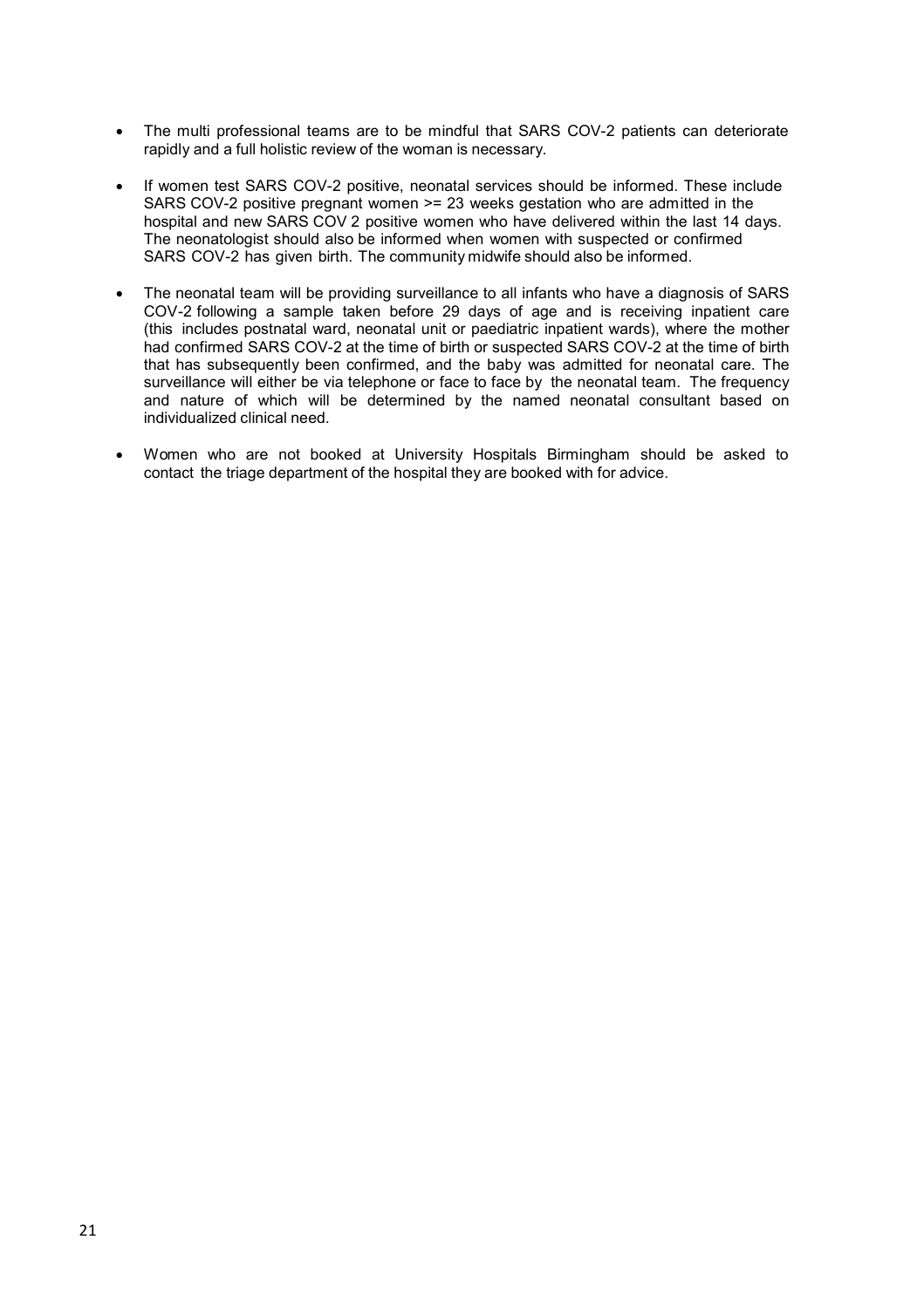- The multi professional teams are to be mindful that SARS COV-2 patients can deteriorate rapidly and a full holistic review of the woman is necessary.
- If women test SARS COV-2 positive, neonatal services should be informed. These include SARS COV-2 positive pregnant women >= 23 weeks gestation who are admitted in the hospital and new SARS COV 2 positive women who have delivered within the last 14 days. The neonatologist should also be informed when women with suspected or confirmed SARS COV-2 has given birth. The community midwife should also be informed.
- The neonatal team will be providing surveillance to all infants who have a diagnosis of SARS COV-2 following a sample taken before 29 days of age and is receiving inpatient care (this includes postnatal ward, neonatal unit or paediatric inpatient wards), where the mother had confirmed SARS COV-2 at the time of birth or suspected SARS COV-2 at the time of birth that has subsequently been confirmed, and the baby was admitted for neonatal care. The surveillance will either be via telephone or face to face by the neonatal team. The frequency and nature of which will be determined by the named neonatal consultant based on individualized clinical need.
- Women who are not booked at University Hospitals Birmingham should be asked to contact the triage department of the hospital they are booked with for advice.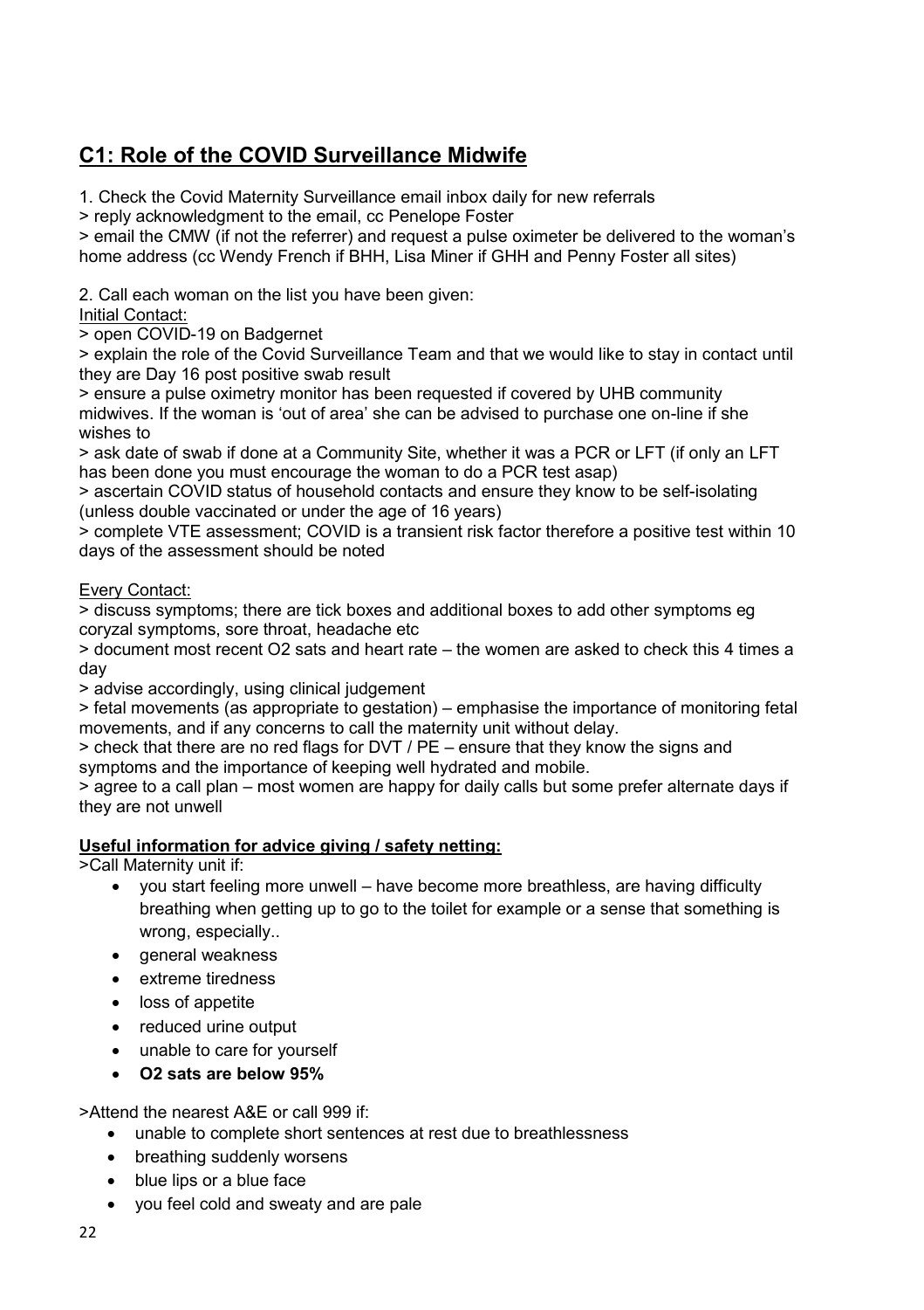## C1: Role of the COVID Surveillance Midwife

1. Check the Covid Maternity Surveillance email inbox daily for new referrals

> reply acknowledgment to the email, cc Penelope Foster

> email the CMW (if not the referrer) and request a pulse oximeter be delivered to the woman's home address (cc Wendy French if BHH, Lisa Miner if GHH and Penny Foster all sites)

2. Call each woman on the list you have been given:

<u>Initial Contact:</u>

> open COVID-19 on Badgernet

> explain the role of the Covid Surveillance Team and that we would like to stay in contact until they are Day 16 post positive swab result

> ensure a pulse oximetry monitor has been requested if covered by UHB community midwives. If the woman is 'out of area' she can be advised to purchase one on-line if she wishes to

> ask date of swab if done at a Community Site, whether it was a PCR or LFT (if only an LFT has been done you must encourage the woman to do a PCR test asap)

> ascertain COVID status of household contacts and ensure they know to be self-isolating (unless double vaccinated or under the age of 16 years)

> complete VTE assessment; COVID is a transient risk factor therefore a positive test within 10 days of the assessment should be noted

<u>Every Contact:</u>

> discuss symptoms; there are tick boxes and additional boxes to add other symptoms eg coryzal symptoms, sore throat, headache etc

> document most recent O2 sats and heart rate – the women are asked to check this 4 times a day

> advise accordingly, using clinical judgement

> fetal movements (as appropriate to gestation) – emphasise the importance of monitoring fetal movements, and if any concerns to call the maternity unit without delay.

> check that there are no red flags for DVT / PE – ensure that they know the signs and symptoms and the importance of keeping well hydrated and mobile.

> agree to a call plan – most women are happy for daily calls but some prefer alternate days if they are not unwell

### Useful information for advice giving / safety netting:

>Call Maternity unit if:

- you start feeling more unwell – have become more breathless, are having difficulty breathing when getting up to go to the toilet for example or a sense that something is wrong, especially..
- general weakness
- extreme tiredness
- loss of appetite
- reduced urine output
- unable to care for yourself
- **O2 sats are below 95%**

>Attend the nearest A&E or call 999 if:

- unable to complete short sentences at rest due to breathlessness
- breathing suddenly worsens
- blue lips or a blue face
- you feel cold and sweaty and are pale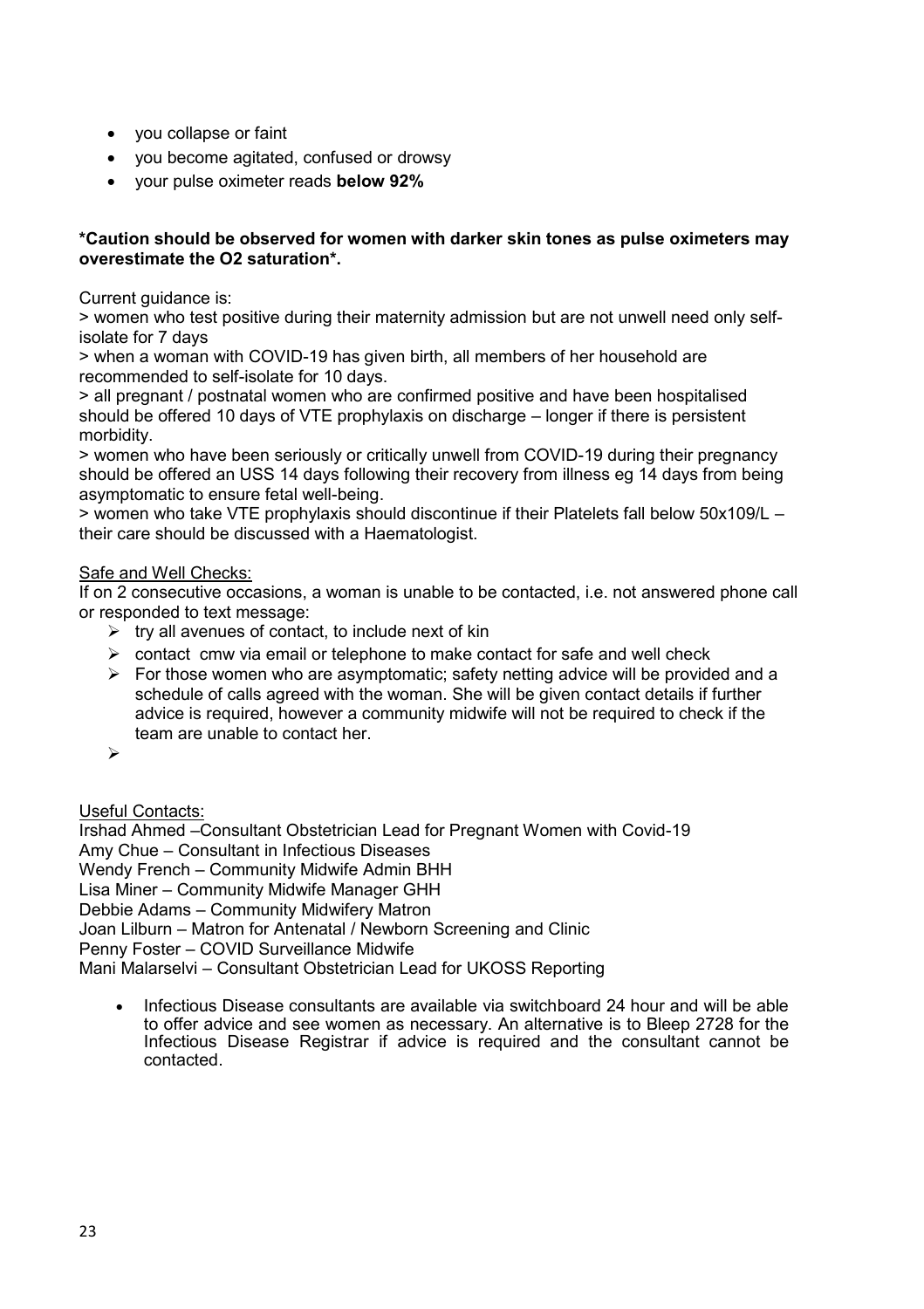- you collapse or faint
- you become agitated, confused or drowsy
- your pulse oximeter reads **below 92%**

**\*Caution should be observed for women with darker skin tones as pulse oximeters may overestimate the O2 saturation\*.**

Current guidance is:

> women who test positive during their maternity admission but are not unwell need only self-isolate for 7 days

> when a woman with COVID-19 has given birth, all members of her household are recommended to self-isolate for 10 days.

> all pregnant / postnatal women who are confirmed positive and have been hospitalised should be offered 10 days of VTE prophylaxis on discharge – longer if there is persistent morbidity.

> women who have been seriously or critically unwell from COVID-19 during their pregnancy should be offered an USS 14 days following their recovery from illness eg 14 days from being asymptomatic to ensure fetal well-being.

> women who take VTE prophylaxis should discontinue if their Platelets fall below 50x109/L – their care should be discussed with a Haematologist.

<u>Safe and Well Checks:</u>

If on 2 consecutive occasions, a woman is unable to be contacted, i.e. not answered phone call or responded to text message:

- try all avenues of contact, to include next of kin
- contact cmw via email or telephone to make contact for safe and well check
- For those women who are asymptomatic; safety netting advice will be provided and a schedule of calls agreed with the woman. She will be given contact details if further advice is required, however a community midwife will not be required to check if the team are unable to contact her.
-

<u>Useful Contacts:</u>

Irshad Ahmed –Consultant Obstetrician Lead for Pregnant Women with Covid-19
Amy Chue – Consultant in Infectious Diseases
Wendy French – Community Midwife Admin BHH
Lisa Miner – Community Midwife Manager GHH
Debbie Adams – Community Midwifery Matron
Joan Lilburn – Matron for Antenatal / Newborn Screening and Clinic
Penny Foster – COVID Surveillance Midwife
Mani Malarselvi – Consultant Obstetrician Lead for UKOSS Reporting

- Infectious Disease consultants are available via switchboard 24 hour and will be able to offer advice and see women as necessary. An alternative is to Bleep 2728 for the Infectious Disease Registrar if advice is required and the consultant cannot be contacted.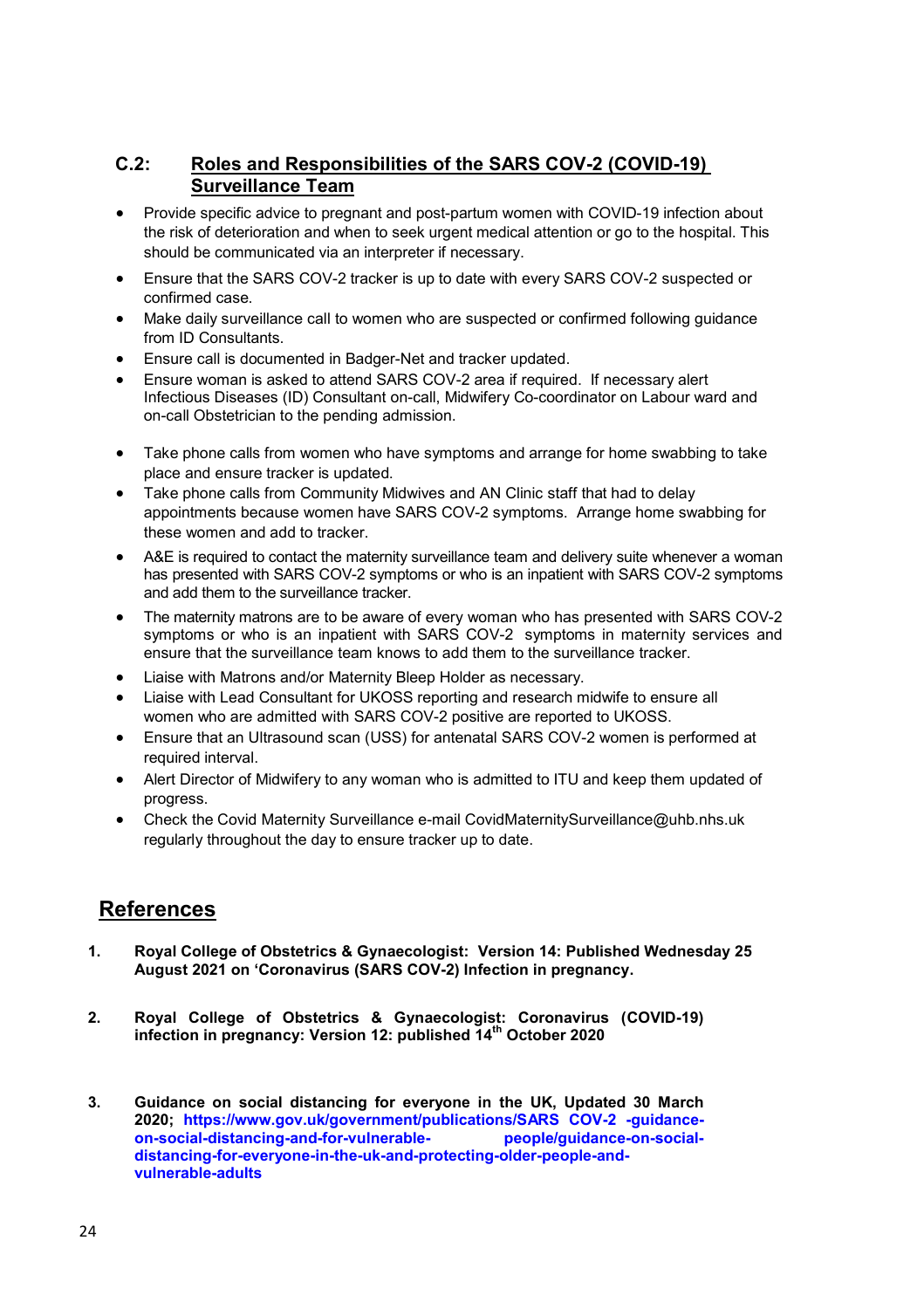## C.2: Roles and Responsibilities of the SARS COV-2 (COVID-19) Surveillance Team

- Provide specific advice to pregnant and post-partum women with COVID-19 infection about the risk of deterioration and when to seek urgent medical attention or go to the hospital. This should be communicated via an interpreter if necessary.
- Ensure that the SARS COV-2 tracker is up to date with every SARS COV-2 suspected or confirmed case.
- Make daily surveillance call to women who are suspected or confirmed following guidance from ID Consultants.
- Ensure call is documented in Badger-Net and tracker updated.
- Ensure woman is asked to attend SARS COV-2 area if required. If necessary alert Infectious Diseases (ID) Consultant on-call, Midwifery Co-coordinator on Labour ward and on-call Obstetrician to the pending admission.
- Take phone calls from women who have symptoms and arrange for home swabbing to take place and ensure tracker is updated.
- Take phone calls from Community Midwives and AN Clinic staff that had to delay appointments because women have SARS COV-2 symptoms. Arrange home swabbing for these women and add to tracker.
- A&E is required to contact the maternity surveillance team and delivery suite whenever a woman has presented with SARS COV-2 symptoms or who is an inpatient with SARS COV-2 symptoms and add them to the surveillance tracker.
- The maternity matrons are to be aware of every woman who has presented with SARS COV-2 symptoms or who is an inpatient with SARS COV-2 symptoms in maternity services and ensure that the surveillance team knows to add them to the surveillance tracker.
- Liaise with Matrons and/or Maternity Bleep Holder as necessary.
- Liaise with Lead Consultant for UKOSS reporting and research midwife to ensure all women who are admitted with SARS COV-2 positive are reported to UKOSS.
- Ensure that an Ultrasound scan (USS) for antenatal SARS COV-2 women is performed at required interval.
- Alert Director of Midwifery to any woman who is admitted to ITU and keep them updated of progress.
- Check the Covid Maternity Surveillance e-mail CovidMaternitySurveillance@uhb.nhs.uk regularly throughout the day to ensure tracker up to date.

## References

1. **Royal College of Obstetrics & Gynaecologist: Version 14: Published Wednesday 25 August 2021 on 'Coronavirus (SARS COV-2) Infection in pregnancy.**

2. **Royal College of Obstetrics & Gynaecologist: Coronavirus (COVID-19) infection in pregnancy: Version 12: published 14th October 2020**

3. **Guidance on social distancing for everyone in the UK, Updated 30 March 2020; https://www.gov.uk/government/publications/SARS COV-2 -guidance-on-social-distancing-and-for-vulnerable- people/guidance-on-social-distancing-for-everyone-in-the-uk-and-protecting-older-people-and-vulnerable-adults**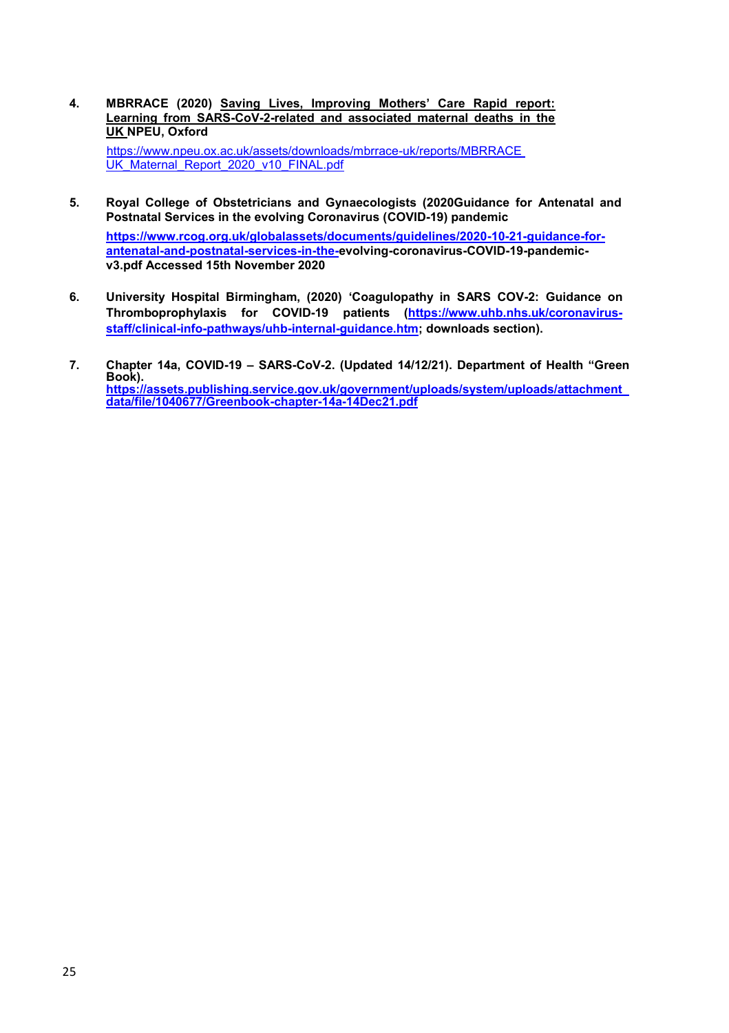4. **MBRRACE (2020) Saving Lives, Improving Mothers' Care Rapid report: Learning from SARS-CoV-2-related and associated maternal deaths in the UK NPEU, Oxford**
   https://www.npeu.ox.ac.uk/assets/downloads/mbrrace-uk/reports/MBRRACE_UK_Maternal_Report_2020_v10_FINAL.pdf

5. **Royal College of Obstetricians and Gynaecologists (2020Guidance for Antenatal and Postnatal Services in the evolving Coronavirus (COVID-19) pandemic**
   **https://www.rcog.org.uk/globalassets/documents/guidelines/2020-10-21-guidance-for-antenatal-and-postnatal-services-in-the-evolving-coronavirus-COVID-19-pandemic-v3.pdf Accessed 15th November 2020**

6. **University Hospital Birmingham, (2020) 'Coagulopathy in SARS COV-2: Guidance on Thromboprophylaxis for COVID-19 patients (https://www.uhb.nhs.uk/coronavirus-staff/clinical-info-pathways/uhb-internal-guidance.htm; downloads section).**

7. **Chapter 14a, COVID-19 – SARS-CoV-2. (Updated 14/12/21). Department of Health "Green Book).**
   **https://assets.publishing.service.gov.uk/government/uploads/system/uploads/attachment_data/file/1040677/Greenbook-chapter-14a-14Dec21.pdf**